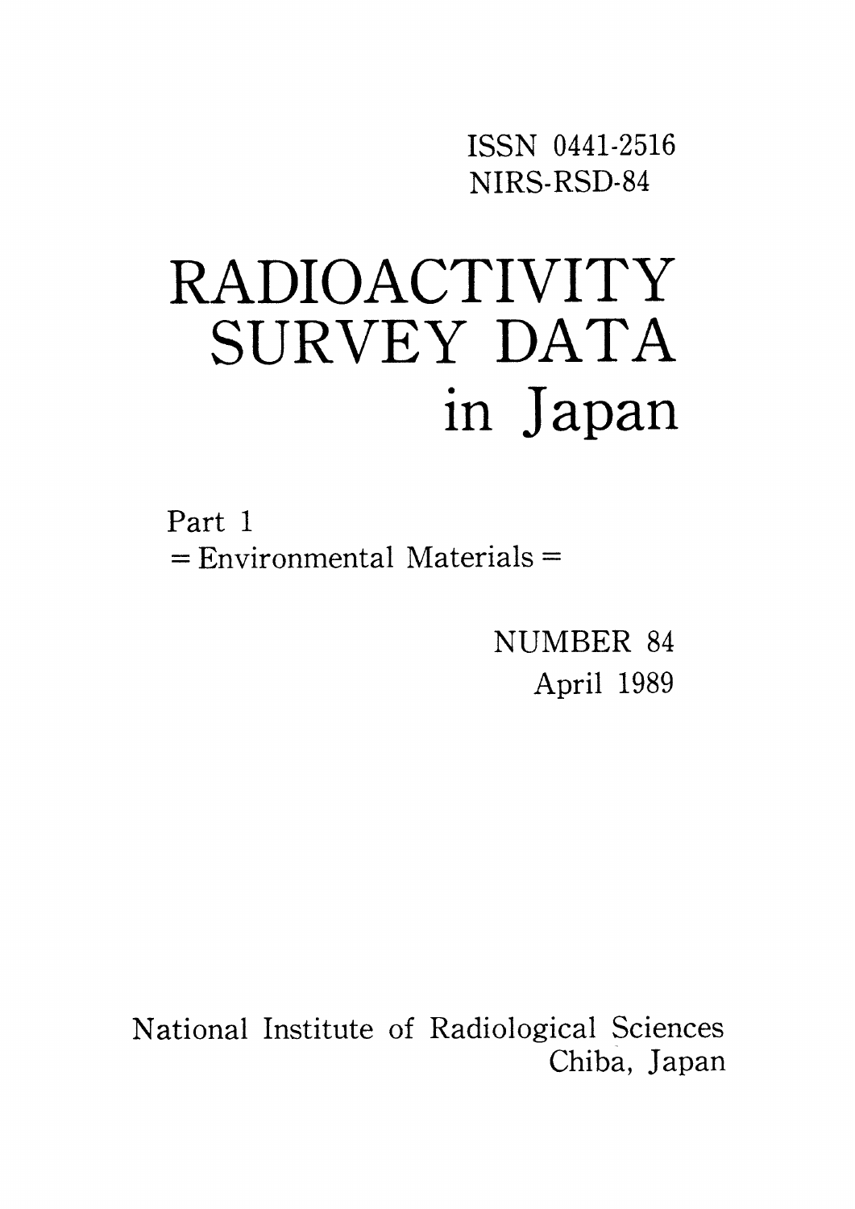ISSN 0441-2516
NIRS-RSD-84

# RADIOACTIVITY SURVEY DATA in Japan

Part 1
= Environmental Materials =

NUMBER 84
April 1989

National Institute of Radiological Sciences
Chiba, Japan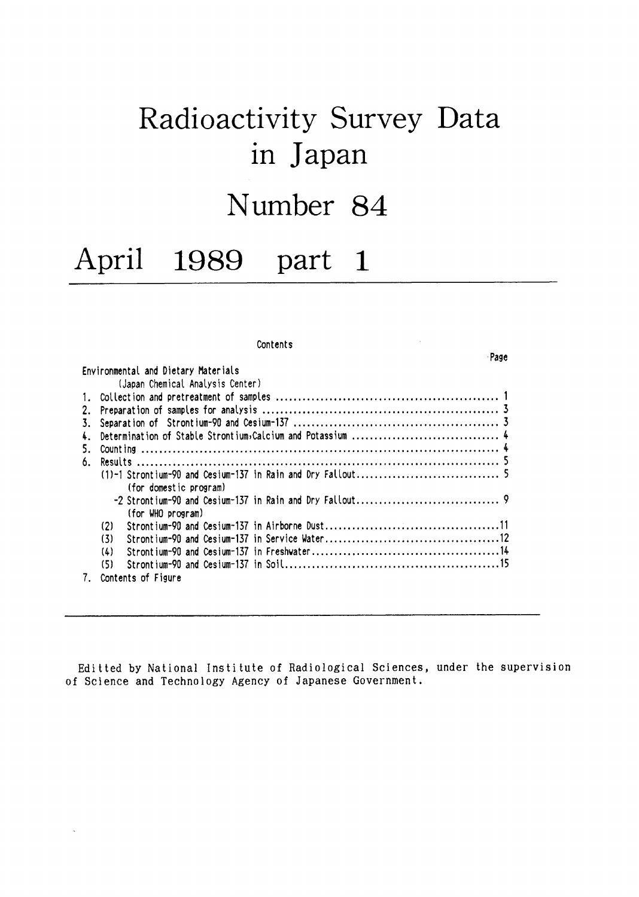# Radioactivity Survey Data in Japan

# Number 84

# April 1989 part 1

Contents

| | Page |
|---|---|
| Environmental and Dietary Materials | |
| (Japan Chemical Analysis Center) | |
| 1. Collection and pretreatment of samples | 1 |
| 2. Preparation of samples for analysis | 3 |
| 3. Separation of Strontium-90 and Cesium-137 | 3 |
| 4. Determination of Stable Strontium, Calcium and Potassium | 4 |
| 5. Counting | 4 |
| 6. Results | 5 |
| (1)-1 Strontium-90 and Cesium-137 in Rain and Dry Fallout (for domestic program) | 5 |
| -2 Strontium-90 and Cesium-137 in Rain and Dry Fallout (for WHO program) | 9 |
| (2) Strontium-90 and Cesium-137 in Airborne Dust | 11 |
| (3) Strontium-90 and Cesium-137 in Service Water | 12 |
| (4) Strontium-90 and Cesium-137 in Freshwater | 14 |
| (5) Strontium-90 and Cesium-137 in Soil | 15 |
| 7. Contents of Figure | |

Editted by National Institute of Radiological Sciences, under the supervision of Science and Technology Agency of Japanese Government.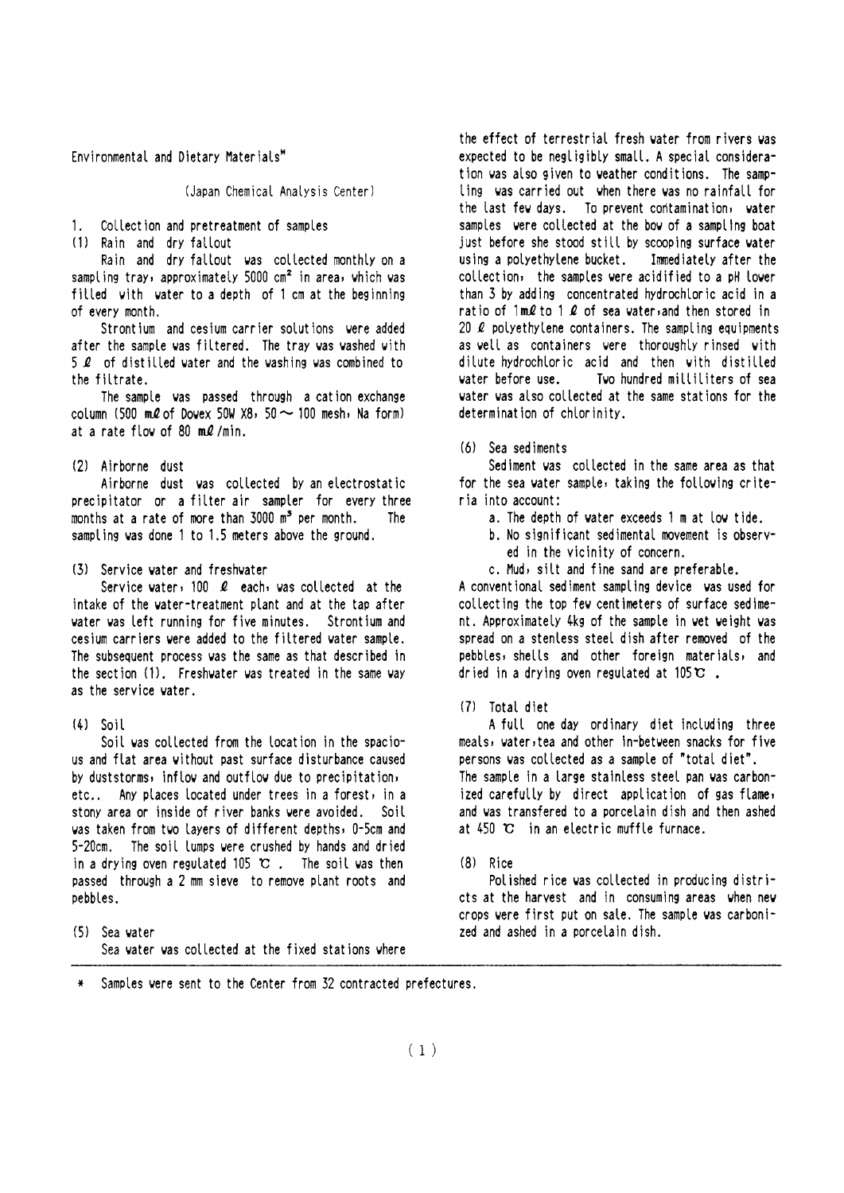Environmental and Dietary Materials*

(Japan Chemical Analysis Center)

## 1. Collection and pretreatment of samples

### (1) Rain and dry fallout

Rain and dry fallout was collected monthly on a sampling tray, approximately 5000 $cm^2$ in area, which was filled with water to a depth of 1 cm at the beginning of every month.

Strontium and cesium carrier solutions were added after the sample was filtered. The tray was washed with 5 ℓ of distilled water and the washing was combined to the filtrate.

The sample was passed through a cation exchange column (500 mℓ of Dowex 50W X8, 50 ~ 100 mesh, Na form) at a rate flow of 80 mℓ/min.

### (2) Airborne dust

Airborne dust was collected by an electrostatic precipitator or a filter air sampler for every three months at a rate of more than 3000 $m^3$ per month. The sampling was done 1 to 1.5 meters above the ground.

### (3) Service water and freshwater

Service water, 100 ℓ each, was collected at the intake of the water-treatment plant and at the tap after water was left running for five minutes. Strontium and cesium carriers were added to the filtered water sample. The subsequent process was the same as that described in the section (1). Freshwater was treated in the same way as the service water.

### (4) Soil

Soil was collected from the location in the spacious and flat area without past surface disturbance caused by duststorms, inflow and outflow due to precipitation, etc.. Any places located under trees in a forest, in a stony area or inside of river banks were avoided. Soil was taken from two layers of different depths, 0-5cm and 5-20cm. The soil lumps were crushed by hands and dried in a drying oven regulated 105 ℃ . The soil was then passed through a 2 mm sieve to remove plant roots and pebbles.

### (5) Sea water

Sea water was collected at the fixed stations where the effect of terrestrial fresh water from rivers was expected to be negligibly small. A special consideration was also given to weather conditions. The sampling was carried out when there was no rainfall for the last few days. To prevent contamination, water samples were collected at the bow of a sampling boat just before she stood still by scooping surface water using a polyethylene bucket. Immediately after the collection, the samples were acidified to a pH lower than 3 by adding concentrated hydrochloric acid in a ratio of 1mℓ to 1 ℓ of sea water,and then stored in 20 ℓ polyethylene containers. The sampling equipments as well as containers were thoroughly rinsed with dilute hydrochloric acid and then with distilled water before use. Two hundred milliliters of sea water was also collected at the same stations for the determination of chlorinity.

### (6) Sea sediments

Sediment was collected in the same area as that for the sea water sample, taking the following criteria into account:

a. The depth of water exceeds 1 m at low tide.
b. No significant sedimental movement is observed in the vicinity of concern.
c. Mud, silt and fine sand are preferable.

A conventional sediment sampling device was used for collecting the top few centimeters of surface sediment. Approximately 4kg of the sample in wet weight was spread on a stenless steel dish after removed of the pebbles, shells and other foreign materials, and dried in a drying oven regulated at 105℃ .

### (7) Total diet

A full one day ordinary diet including three meals, water,tea and other in-between snacks for five persons was collected as a sample of "total diet". The sample in a large stainless steel pan was carbonized carefully by direct application of gas flame, and was transfered to a porcelain dish and then ashed at 450 ℃ in an electric muffle furnace.

### (8) Rice

Polished rice was collected in producing districts at the harvest and in consuming areas when new crops were first put on sale. The sample was carbonized and ashed in a porcelain dish.

---

\* Samples were sent to the Center from 32 contracted prefectures.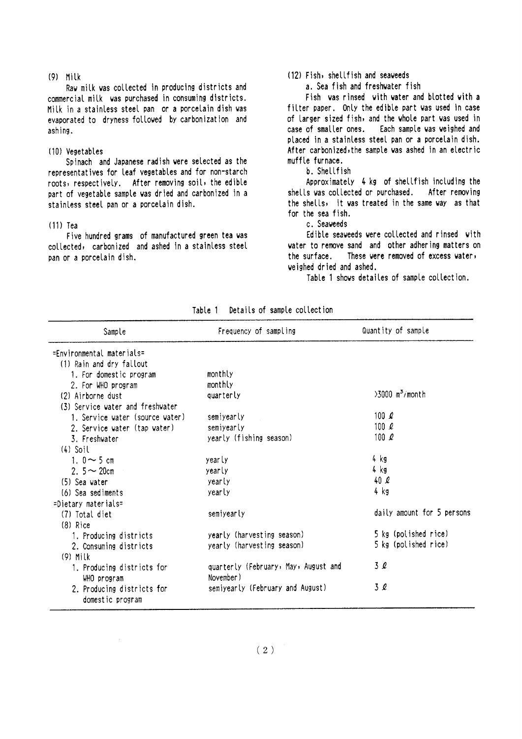(9) Milk

Raw milk was collected in producing districts and commercial milk was purchased in consuming districts. Milk in a stainless steel pan or a porcelain dish was evaporated to dryness followed by carbonization and ashing.

(10) Vegetables

Spinach and Japanese radish were selected as the representatives for leaf vegetables and for non-starch roots, respectively. After removing soil, the edible part of vegetable sample was dried and carbonized in a stainless steel pan or a porcelain dish.

(11) Tea

Five hundred grams of manufactured green tea was collected, carbonized and ashed in a stainless steel pan or a porcelain dish.

(12) Fish, shellfish and seaweeds

a. Sea fish and freshwater fish

Fish was rinsed with water and blotted with a filter paper. Only the edible part was used in case of larger sized fish, and the whole part was used in case of smaller ones. Each sample was weighed and placed in a stainless steel pan or a porcelain dish. After carbonized, the sample was ashed in an electric muffle furnace.

b. Shellfish

Approximately 4 kg of shellfish including the shells was collected or purchased. After removing the shells, it was treated in the same way as that for the sea fish.

c. Seaweeds

Edible seaweeds were collected and rinsed with water to remove sand and other adhering matters on the surface. These were removed of excess water, weighed dried and ashed.

Table 1 shows detailes of sample collection.

Table 1 Details of sample collection

| Sample | Frequency of sampling | Quantity of sample |
|---|---|---|
| =Environmental materials= | | |
| (1) Rain and dry fallout | | |
| 1. For domestic program | monthly | |
| 2. For WHO program | monthly | |
| (2) Airborne dust | quarterly | >3000 $m^3$/month |
| (3) Service water and freshwater | | |
| 1. Service water (source water) | semiyearly | 100 ℓ |
| 2. Service water (tap water) | semiyearly | 100 ℓ |
| 3. Freshwater | yearly (fishing season) | 100 ℓ |
| (4) Soil | | |
| 1. 0～5 cm | yearly | 4 kg |
| 2. 5～20cm | yearly | 4 kg |
| (5) Sea water | yearly | 40 ℓ |
| (6) Sea sediments | yearly | 4 kg |
| =Dietary materials= | | |
| (7) Total diet | semiyearly | daily amount for 5 persons |
| (8) Rice | | |
| 1. Producing districts | yearly (harvesting season) | 5 kg (polished rice) |
| 2. Consuming districts | yearly (harvesting season) | 5 kg (polished rice) |
| (9) Milk | | |
| 1. Producing districts for WHO program | quarterly (February, May, August and November) | 3 ℓ |
| 2. Producing districts for domestic program | semiyearly (February and August) | 3 ℓ |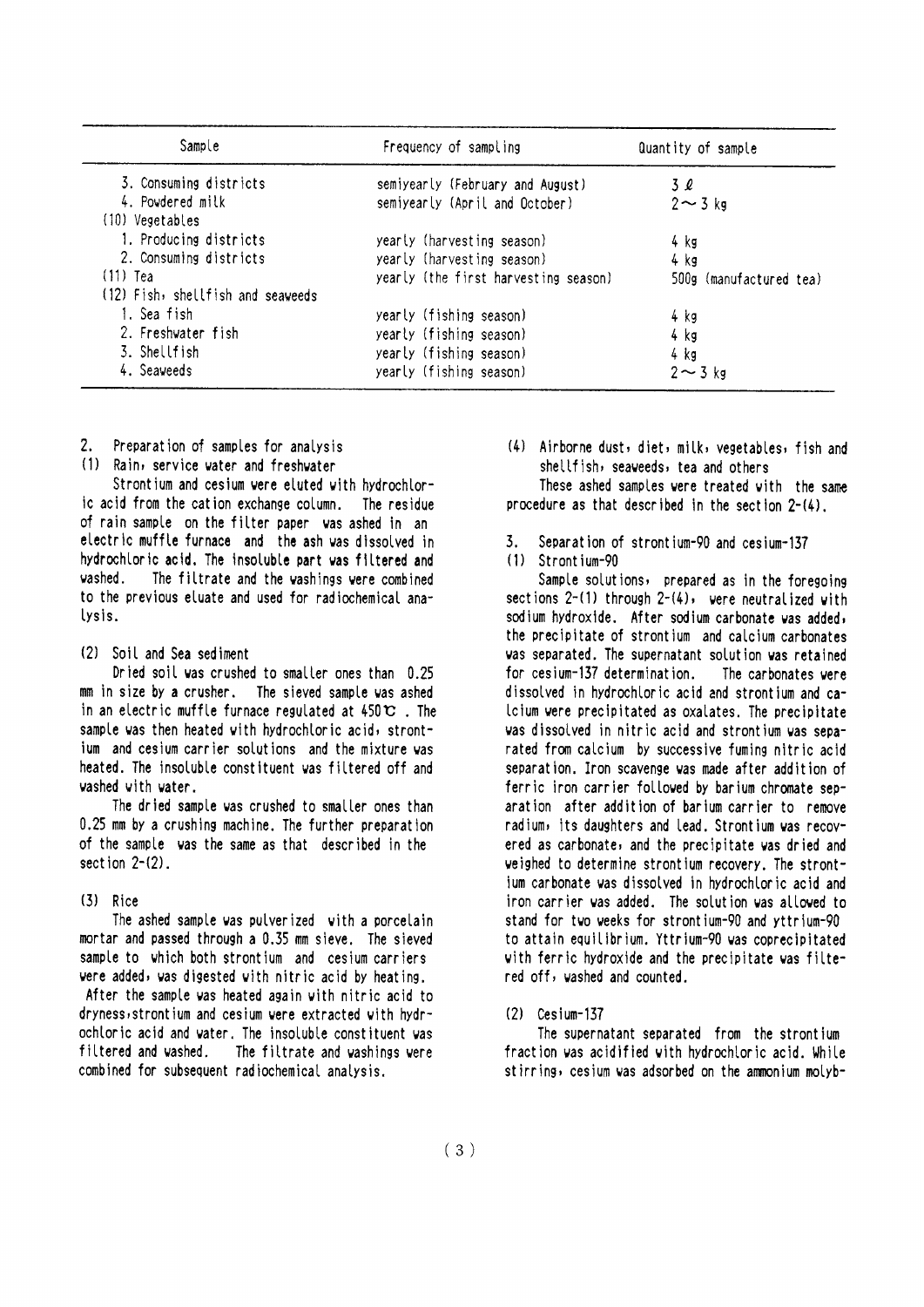| Sample | Frequency of sampling | Quantity of sample |
|---|---|---|
| 3. Consuming districts | semiyearly (February and August) | 3 ℓ |
| 4. Powdered milk | semiyearly (April and October) | 2～3 kg |
| (10) Vegetables | | |
| 1. Producing districts | yearly (harvesting season) | 4 kg |
| 2. Consuming districts | yearly (harvesting season) | 4 kg |
| (11) Tea | yearly (the first harvesting season) | 500g (manufactured tea) |
| (12) Fish, shellfish and seaweeds | | |
| 1. Sea fish | yearly (fishing season) | 4 kg |
| 2. Freshwater fish | yearly (fishing season) | 4 kg |
| 3. Shellfish | yearly (fishing season) | 4 kg |
| 4. Seaweeds | yearly (fishing season) | 2～3 kg |

## 2. Preparation of samples for analysis

### (1) Rain, service water and freshwater

Strontium and cesium were eluted with hydrochloric acid from the cation exchange column. The residue of rain sample on the filter paper was ashed in an electric muffle furnace and the ash was dissolved in hydrochloric acid. The insoluble part was filtered and washed. The filtrate and the washings were combined to the previous eluate and used for radiochemical analysis.

### (2) Soil and Sea sediment

Dried soil was crushed to smaller ones than 0.25 mm in size by a crusher. The sieved sample was ashed in an electric muffle furnace regulated at 450℃. The sample was then heated with hydrochloric acid, strontium and cesium carrier solutions and the mixture was heated. The insoluble constituent was filtered off and washed with water.

The dried sample was crushed to smaller ones than 0.25 mm by a crushing machine. The further preparation of the sample was the same as that described in the section 2-(2).

### (3) Rice

The ashed sample was pulverized with a porcelain mortar and passed through a 0.35 mm sieve. The sieved sample to which both strontium and cesium carriers were added, was digested with nitric acid by heating. After the sample was heated again with nitric acid to dryness, strontium and cesium were extracted with hydrochloric acid and water. The insoluble constituent was filtered and washed. The filtrate and washings were combined for subsequent radiochemical analysis.

### (4) Airborne dust, diet, milk, vegetables, fish and shellfish, seaweeds, tea and others

These ashed samples were treated with the same procedure as that described in the section 2-(4).

## 3. Separation of strontium-90 and cesium-137

### (1) Strontium-90

Sample solutions, prepared as in the foregoing sections 2-(1) through 2-(4), were neutralized with sodium hydroxide. After sodium carbonate was added, the precipitate of strontium and calcium carbonates was separated. The supernatant solution was retained for cesium-137 determination. The carbonates were dissolved in hydrochloric acid and strontium and calcium were precipitated as oxalates. The precipitate was dissolved in nitric acid and strontium was separated from calcium by successive fuming nitric acid separation. Iron scavenge was made after addition of ferric iron carrier followed by barium chromate separation after addition of barium carrier to remove radium, its daughters and lead. Strontium was recovered as carbonate, and the precipitate was dried and weighed to determine strontium recovery. The strontium carbonate was dissolved in hydrochloric acid and iron carrier was added. The solution was allowed to stand for two weeks for strontium-90 and yttrium-90 to attain equilibrium. Yttrium-90 was coprecipitated with ferric hydroxide and the precipitate was filtered off, washed and counted.

### (2) Cesium-137

The supernatant separated from the strontium fraction was acidified with hydrochloric acid. While stirring, cesium was adsorbed on the ammonium molyb-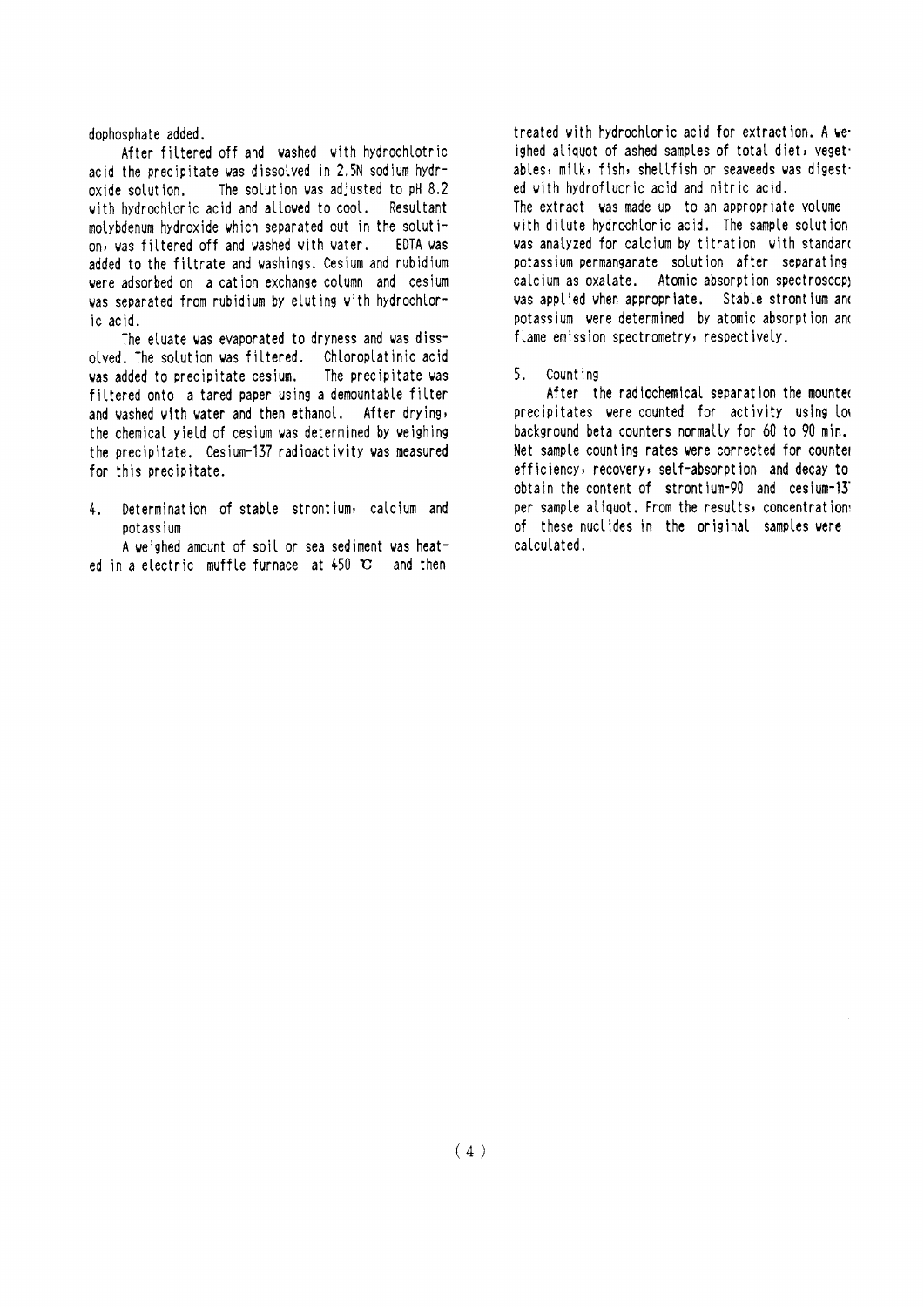dophosphate added.

After filtered off and washed with hydrochlotric acid the precipitate was dissolved in 2.5N sodium hydroxide solution. The solution was adjusted to pH 8.2 with hydrochloric acid and allowed to cool. Resultant molybdenum hydroxide which separated out in the solution, was filtered off and washed with water. EDTA was added to the filtrate and washings. Cesium and rubidium were adsorbed on a cation exchange column and cesium was separated from rubidium by eluting with hydrochloric acid.

The eluate was evaporated to dryness and was dissolved. The solution was filtered. Chloroplatinic acid was added to precipitate cesium. The precipitate was filtered onto a tared paper using a demountable filter and washed with water and then ethanol. After drying, the chemical yield of cesium was determined by weighing the precipitate. Cesium-137 radioactivity was measured for this precipitate.

4. Determination of stable strontium, calcium and potassium

A weighed amount of soil or sea sediment was heated in a electric muffle furnace at 450 ℃ and then treated with hydrochloric acid for extraction. A weighed aliquot of ashed samples of total diet, vegetables, milk, fish, shellfish or seaweeds was digested with hydrofluoric acid and nitric acid.
The extract was made up to an appropriate volume with dilute hydrochloric acid. The sample solution was analyzed for calcium by titration with standard potassium permanganate solution after separating calcium as oxalate. Atomic absorption spectroscopy was applied when appropriate. Stable strontium and potassium were determined by atomic absorption and flame emission spectrometry, respectively.

5. Counting

After the radiochemical separation the mounted precipitates were counted for activity using low background beta counters normally for 60 to 90 min. Net sample counting rates were corrected for counter efficiency, recovery, self-absorption and decay to obtain the content of strontium-90 and cesium-137 per sample aliquot. From the results, concentrations of these nuclides in the original samples were calculated.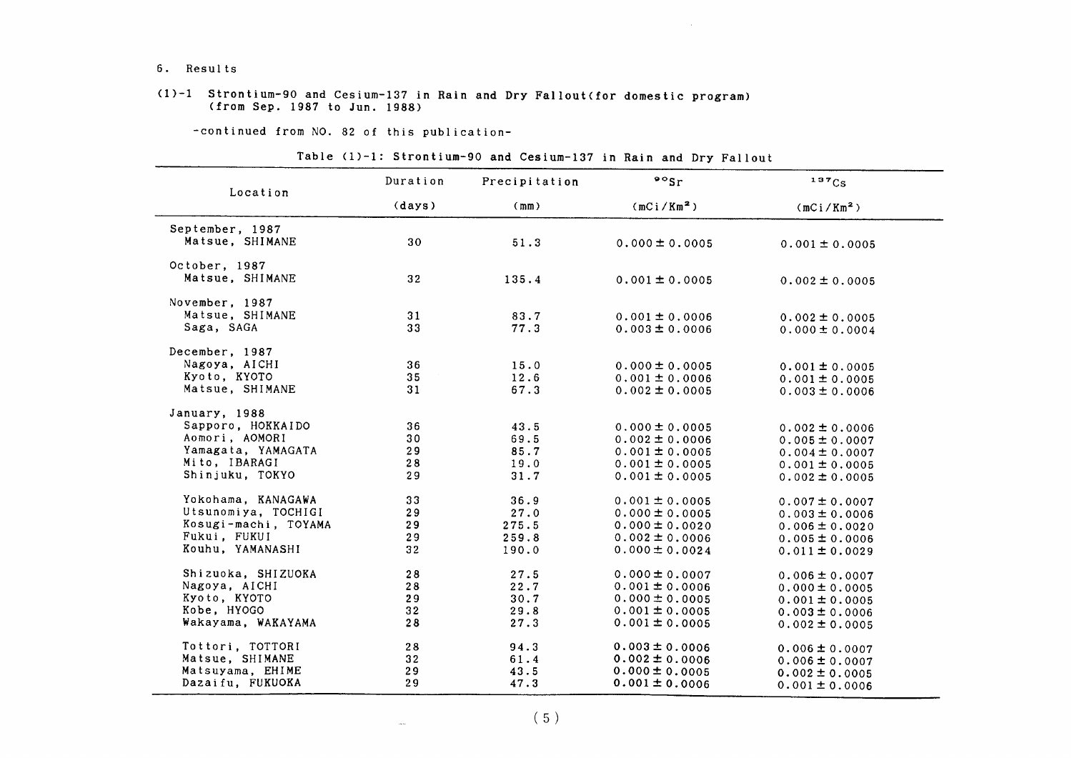6. Results

(1)-1 Strontium-90 and Cesium-137 in Rain and Dry Fallout(for domestic program) (from Sep. 1987 to Jun. 1988)

-continued from NO. 82 of this publication-

Table (1)-1: Strontium-90 and Cesium-137 in Rain and Dry Fallout

| Location | Duration (days) | Precipitation (mm) | $^{90}Sr$ ($mCi/Km^2$) | $^{137}Cs$ ($mCi/Km^2$) |
|---|---|---|---|---|
| September, 1987 | | | | |
| Matsue, SHIMANE | 30 | 51.3 | 0.000 ± 0.0005 | 0.001 ± 0.0005 |
| October, 1987 | | | | |
| Matsue, SHIMANE | 32 | 135.4 | 0.001 ± 0.0005 | 0.002 ± 0.0005 |
| November, 1987 | | | | |
| Matsue, SHIMANE | 31 | 83.7 | 0.001 ± 0.0006 | 0.002 ± 0.0005 |
| Saga, SAGA | 33 | 77.3 | 0.003 ± 0.0006 | 0.000 ± 0.0004 |
| December, 1987 | | | | |
| Nagoya, AICHI | 36 | 15.0 | 0.000 ± 0.0005 | 0.001 ± 0.0005 |
| Kyoto, KYOTO | 35 | 12.6 | 0.001 ± 0.0006 | 0.001 ± 0.0005 |
| Matsue, SHIMANE | 31 | 67.3 | 0.002 ± 0.0005 | 0.003 ± 0.0006 |
| January, 1988 | | | | |
| Sapporo, HOKKAIDO | 36 | 43.5 | 0.000 ± 0.0005 | 0.002 ± 0.0006 |
| Aomori, AOMORI | 30 | 69.5 | 0.002 ± 0.0006 | 0.005 ± 0.0007 |
| Yamagata, YAMAGATA | 29 | 85.7 | 0.001 ± 0.0005 | 0.004 ± 0.0007 |
| Mito, IBARAGI | 28 | 19.0 | 0.001 ± 0.0005 | 0.001 ± 0.0005 |
| Shinjuku, TOKYO | 29 | 31.7 | 0.001 ± 0.0005 | 0.002 ± 0.0005 |
| Yokohama, KANAGAWA | 33 | 36.9 | 0.001 ± 0.0005 | 0.007 ± 0.0007 |
| Utsunomiya, TOCHIGI | 29 | 27.0 | 0.000 ± 0.0005 | 0.003 ± 0.0006 |
| Kosugi-machi, TOYAMA | 29 | 275.5 | 0.000 ± 0.0020 | 0.006 ± 0.0020 |
| Fukui, FUKUI | 29 | 259.8 | 0.002 ± 0.0006 | 0.005 ± 0.0006 |
| Kouhu, YAMANASHI | 32 | 190.0 | 0.000 ± 0.0024 | 0.011 ± 0.0029 |
| Shizuoka, SHIZUOKA | 28 | 27.5 | 0.000 ± 0.0007 | 0.006 ± 0.0007 |
| Nagoya, AICHI | 28 | 22.7 | 0.001 ± 0.0006 | 0.000 ± 0.0005 |
| Kyoto, KYOTO | 29 | 30.7 | 0.000 ± 0.0005 | 0.001 ± 0.0005 |
| Kobe, HYOGO | 32 | 29.8 | 0.001 ± 0.0005 | 0.003 ± 0.0006 |
| Wakayama, WAKAYAMA | 28 | 27.3 | 0.001 ± 0.0005 | 0.002 ± 0.0005 |
| Tottori, TOTTORI | 28 | 94.3 | 0.003 ± 0.0006 | 0.006 ± 0.0007 |
| Matsue, SHIMANE | 32 | 61.4 | 0.002 ± 0.0006 | 0.006 ± 0.0007 |
| Matsuyama, EHIME | 29 | 43.5 | 0.000 ± 0.0005 | 0.002 ± 0.0005 |
| Dazaifu, FUKUOKA | 29 | 47.3 | 0.001 ± 0.0006 | 0.001 ± 0.0006 |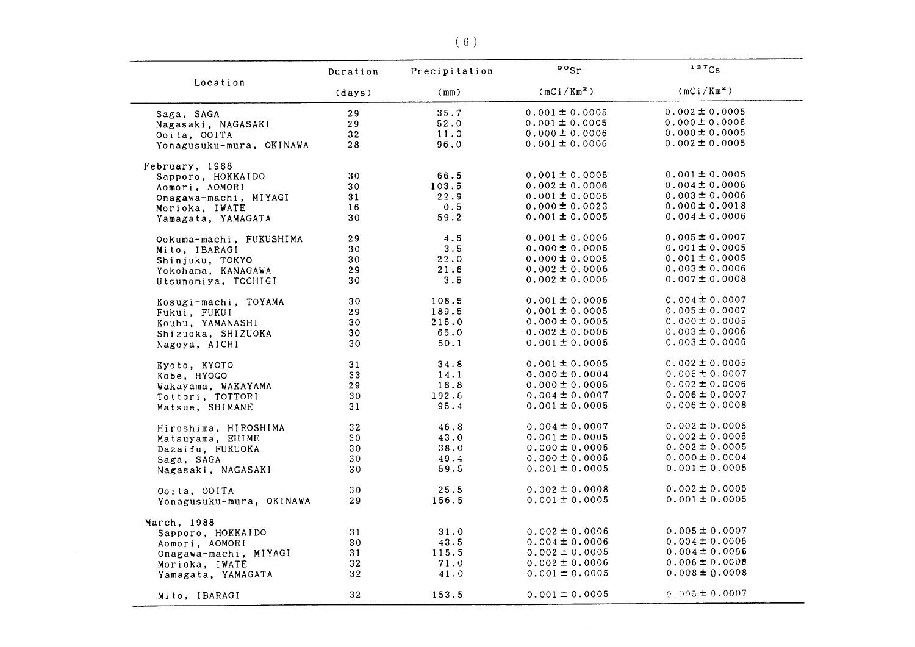| Location | Duration (days) | Precipitation (mm) | $^{90}Sr$ (mCi/Km$^2$) | $^{137}Cs$ (mCi/Km$^2$) |
|---|---|---|---|---|
| Saga, SAGA | 29 | 35.7 | 0.001 ± 0.0005 | 0.002 ± 0.0005 |
| Nagasaki, NAGASAKI | 29 | 52.0 | 0.001 ± 0.0005 | 0.000 ± 0.0005 |
| Ooita, OOITA | 32 | 11.0 | 0.000 ± 0.0006 | 0.000 ± 0.0005 |
| Yonagusuku-mura, OKINAWA | 28 | 96.0 | 0.001 ± 0.0006 | 0.002 ± 0.0005 |
| February, 1988 | | | | |
| Sapporo, HOKKAIDO | 30 | 66.5 | 0.001 ± 0.0005 | 0.001 ± 0.0005 |
| Aomori, AOMORI | 30 | 103.5 | 0.002 ± 0.0006 | 0.004 ± 0.0006 |
| Onagawa-machi, MIYAGI | 31 | 22.9 | 0.001 ± 0.0006 | 0.003 ± 0.0006 |
| Morioka, IWATE | 16 | 0.5 | 0.000 ± 0.0023 | 0.000 ± 0.0018 |
| Yamagata, YAMAGATA | 30 | 59.2 | 0.001 ± 0.0005 | 0.004 ± 0.0006 |
| Ookuma-machi, FUKUSHIMA | 29 | 4.6 | 0.001 ± 0.0006 | 0.005 ± 0.0007 |
| Mito, IBARAGI | 30 | 3.5 | 0.000 ± 0.0005 | 0.001 ± 0.0005 |
| Shinjuku, TOKYO | 30 | 22.0 | 0.000 ± 0.0005 | 0.001 ± 0.0005 |
| Yokohama, KANAGAWA | 29 | 21.6 | 0.002 ± 0.0006 | 0.003 ± 0.0006 |
| Utsunomiya, TOCHIGI | 30 | 3.5 | 0.002 ± 0.0006 | 0.007 ± 0.0008 |
| Kosugi-machi, TOYAMA | 30 | 108.5 | 0.001 ± 0.0005 | 0.004 ± 0.0007 |
| Fukui, FUKUI | 29 | 189.5 | 0.001 ± 0.0005 | 0.005 ± 0.0007 |
| Kouhu, YAMANASHI | 30 | 215.0 | 0.000 ± 0.0005 | 0.000 ± 0.0005 |
| Shizuoka, SHIZUOKA | 30 | 65.0 | 0.002 ± 0.0006 | 0.003 ± 0.0006 |
| Nagoya, AICHI | 30 | 50.1 | 0.001 ± 0.0005 | 0.003 ± 0.0006 |
| Kyoto, KYOTO | 31 | 34.8 | 0.001 ± 0.0005 | 0.002 ± 0.0005 |
| Kobe, HYOGO | 33 | 14.1 | 0.000 ± 0.0004 | 0.005 ± 0.0007 |
| Wakayama, WAKAYAMA | 29 | 18.8 | 0.000 ± 0.0005 | 0.002 ± 0.0006 |
| Tottori, TOTTORI | 30 | 192.6 | 0.004 ± 0.0007 | 0.006 ± 0.0007 |
| Matsue, SHIMANE | 31 | 95.4 | 0.001 ± 0.0005 | 0.006 ± 0.0008 |
| Hiroshima, HIROSHIMA | 32 | 46.8 | 0.004 ± 0.0007 | 0.002 ± 0.0005 |
| Matsuyama, EHIME | 30 | 43.0 | 0.001 ± 0.0005 | 0.002 ± 0.0005 |
| Dazaifu, FUKUOKA | 30 | 38.0 | 0.000 ± 0.0005 | 0.002 ± 0.0005 |
| Saga, SAGA | 30 | 49.4 | 0.000 ± 0.0005 | 0.000 ± 0.0004 |
| Nagasaki, NAGASAKI | 30 | 59.5 | 0.001 ± 0.0005 | 0.001 ± 0.0005 |
| Ooita, OOITA | 30 | 25.5 | 0.002 ± 0.0008 | 0.002 ± 0.0006 |
| Yonagusuku-mura, OKINAWA | 29 | 156.5 | 0.001 ± 0.0005 | 0.001 ± 0.0005 |
| March, 1988 | | | | |
| Sapporo, HOKKAIDO | 31 | 31.0 | 0.002 ± 0.0006 | 0.005 ± 0.0007 |
| Aomori, AOMORI | 30 | 43.5 | 0.004 ± 0.0006 | 0.004 ± 0.0006 |
| Onagawa-machi, MIYAGI | 31 | 115.5 | 0.002 ± 0.0005 | 0.004 ± 0.0006 |
| Morioka, IWATE | 32 | 71.0 | 0.002 ± 0.0006 | 0.006 ± 0.0008 |
| Yamagata, YAMAGATA | 32 | 41.0 | 0.001 ± 0.0005 | 0.008 ± 0.0008 |
| Mito, IBARAGI | 32 | 153.5 | 0.001 ± 0.0005 | 0.005 ± 0.0007 |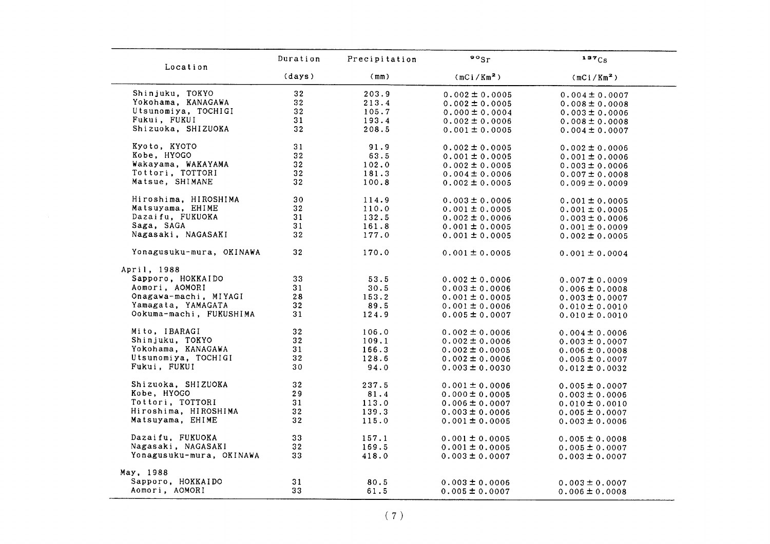| Location | Duration (days) | Precipitation (mm) | $^{90}Sr$ (mCi/Km$^2$) | $^{137}Cs$ (mCi/Km$^2$) |
|---|---|---|---|---|
| Shinjuku, TOKYO | 32 | 203.9 | 0.002 ± 0.0005 | 0.004 ± 0.0007 |
| Yokohama, KANAGAWA | 32 | 213.4 | 0.002 ± 0.0005 | 0.008 ± 0.0008 |
| Utsunomiya, TOCHIGI | 32 | 105.7 | 0.000 ± 0.0004 | 0.003 ± 0.0006 |
| Fukui, FUKUI | 31 | 193.4 | 0.002 ± 0.0006 | 0.008 ± 0.0008 |
| Shizuoka, SHIZUOKA | 32 | 208.5 | 0.001 ± 0.0005 | 0.004 ± 0.0007 |
| Kyoto, KYOTO | 31 | 91.9 | 0.002 ± 0.0005 | 0.002 ± 0.0006 |
| Kobe, HYOGO | 32 | 63.5 | 0.001 ± 0.0005 | 0.001 ± 0.0006 |
| Wakayama, WAKAYAMA | 32 | 102.0 | 0.002 ± 0.0005 | 0.003 ± 0.0006 |
| Tottori, TOTTORI | 32 | 181.3 | 0.004 ± 0.0006 | 0.007 ± 0.0008 |
| Matsue, SHIMANE | 32 | 100.8 | 0.002 ± 0.0005 | 0.009 ± 0.0009 |
| Hiroshima, HIROSHIMA | 30 | 114.9 | 0.003 ± 0.0006 | 0.001 ± 0.0005 |
| Matsuyama, EHIME | 32 | 110.0 | 0.001 ± 0.0005 | 0.001 ± 0.0005 |
| Dazaifu, FUKUOKA | 31 | 132.5 | 0.002 ± 0.0006 | 0.003 ± 0.0006 |
| Saga, SAGA | 31 | 161.8 | 0.001 ± 0.0005 | 0.001 ± 0.0009 |
| Nagasaki, NAGASAKI | 32 | 177.0 | 0.001 ± 0.0005 | 0.002 ± 0.0005 |
| Yonagusuku-mura, OKINAWA | 32 | 170.0 | 0.001 ± 0.0005 | 0.001 ± 0.0004 |
| April, 1988 | | | | |
| Sapporo, HOKKAIDO | 33 | 53.5 | 0.002 ± 0.0006 | 0.007 ± 0.0009 |
| Aomori, AOMORI | 31 | 30.5 | 0.003 ± 0.0006 | 0.006 ± 0.0008 |
| Onagawa-machi, MIYAGI | 28 | 153.2 | 0.001 ± 0.0005 | 0.003 ± 0.0007 |
| Yamagata, YAMAGATA | 32 | 89.5 | 0.001 ± 0.0006 | 0.010 ± 0.0010 |
| Ookuma-machi, FUKUSHIMA | 31 | 124.9 | 0.005 ± 0.0007 | 0.010 ± 0.0010 |
| Mito, IBARAGI | 32 | 106.0 | 0.002 ± 0.0006 | 0.004 ± 0.0006 |
| Shinjuku, TOKYO | 32 | 109.1 | 0.002 ± 0.0006 | 0.003 ± 0.0007 |
| Yokohama, KANAGAWA | 31 | 166.3 | 0.002 ± 0.0005 | 0.006 ± 0.0008 |
| Utsunomiya, TOCHIGI | 32 | 128.6 | 0.002 ± 0.0006 | 0.005 ± 0.0007 |
| Fukui, FUKUI | 30 | 94.0 | 0.003 ± 0.0030 | 0.012 ± 0.0032 |
| Shizuoka, SHIZUOKA | 32 | 237.5 | 0.001 ± 0.0006 | 0.005 ± 0.0007 |
| Kobe, HYOGO | 29 | 81.4 | 0.000 ± 0.0005 | 0.003 ± 0.0006 |
| Tottori, TOTTORI | 31 | 113.0 | 0.006 ± 0.0007 | 0.010 ± 0.0010 |
| Hiroshima, HIROSHIMA | 32 | 139.3 | 0.003 ± 0.0006 | 0.005 ± 0.0007 |
| Matsuyama, EHIME | 32 | 115.0 | 0.001 ± 0.0005 | 0.003 ± 0.0006 |
| Dazaifu, FUKUOKA | 33 | 157.1 | 0.001 ± 0.0005 | 0.005 ± 0.0008 |
| Nagasaki, NAGASAKI | 32 | 169.5 | 0.001 ± 0.0005 | 0.005 ± 0.0007 |
| Yonagusuku-mura, OKINAWA | 33 | 418.0 | 0.003 ± 0.0007 | 0.003 ± 0.0007 |
| May, 1988 | | | | |
| Sapporo, HOKKAIDO | 31 | 80.5 | 0.003 ± 0.0006 | 0.003 ± 0.0007 |
| Aomori, AOMORI | 33 | 61.5 | 0.005 ± 0.0007 | 0.006 ± 0.0008 |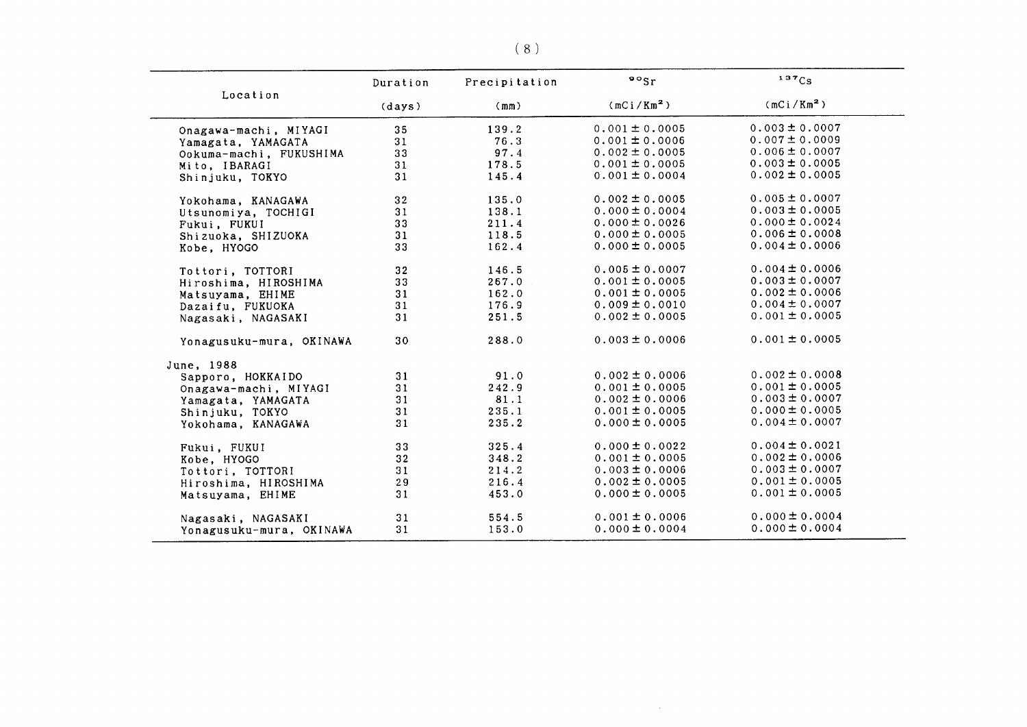| Location | Duration (days) | Precipitation (mm) | $^{90}Sr$ ($mCi/Km^2$) | $^{137}Cs$ ($mCi/Km^2$) |
| --- | --- | --- | --- | --- |
| Onagawa-machi, MIYAGI | 35 | 139.2 | $0.001 \pm 0.0005$ | $0.003 \pm 0.0007$ |
| Yamagata, YAMAGATA | 31 | 76.3 | $0.001 \pm 0.0006$ | $0.007 \pm 0.0009$ |
| Ookuma-machi, FUKUSHIMA | 33 | 97.4 | $0.002 \pm 0.0005$ | $0.006 \pm 0.0007$ |
| Mito, IBARAGI | 31 | 178.5 | $0.001 \pm 0.0005$ | $0.003 \pm 0.0005$ |
| Shinjuku, TOKYO | 31 | 145.4 | $0.001 \pm 0.0004$ | $0.002 \pm 0.0005$ |
| Yokohama, KANAGAWA | 32 | 135.0 | $0.002 \pm 0.0005$ | $0.005 \pm 0.0007$ |
| Utsunomiya, TOCHIGI | 31 | 138.1 | $0.000 \pm 0.0004$ | $0.003 \pm 0.0005$ |
| Fukui, FUKUI | 33 | 211.4 | $0.000 \pm 0.0026$ | $0.000 \pm 0.0024$ |
| Shizuoka, SHIZUOKA | 31 | 118.5 | $0.000 \pm 0.0005$ | $0.006 \pm 0.0008$ |
| Kobe, HYOGO | 33 | 162.4 | $0.000 \pm 0.0005$ | $0.004 \pm 0.0006$ |
| Tottori, TOTTORI | 32 | 146.5 | $0.005 \pm 0.0007$ | $0.004 \pm 0.0006$ |
| Hiroshima, HIROSHIMA | 33 | 267.0 | $0.001 \pm 0.0005$ | $0.003 \pm 0.0007$ |
| Matsuyama, EHIME | 31 | 162.0 | $0.001 \pm 0.0005$ | $0.002 \pm 0.0006$ |
| Dazaifu, FUKUOKA | 31 | 176.9 | $0.009 \pm 0.0010$ | $0.004 \pm 0.0007$ |
| Nagasaki, NAGASAKI | 31 | 251.5 | $0.002 \pm 0.0005$ | $0.001 \pm 0.0005$ |
| Yonagusuku-mura, OKINAWA | 30 | 288.0 | $0.003 \pm 0.0006$ | $0.001 \pm 0.0005$ |
| June, 1988 | | | | |
| Sapporo, HOKKAIDO | 31 | 91.0 | $0.002 \pm 0.0006$ | $0.002 \pm 0.0008$ |
| Onagawa-machi, MIYAGI | 31 | 242.9 | $0.001 \pm 0.0005$ | $0.001 \pm 0.0005$ |
| Yamagata, YAMAGATA | 31 | 81.1 | $0.002 \pm 0.0006$ | $0.003 \pm 0.0007$ |
| Shinjuku, TOKYO | 31 | 235.1 | $0.001 \pm 0.0005$ | $0.000 \pm 0.0005$ |
| Yokohama, KANAGAWA | 31 | 235.2 | $0.000 \pm 0.0005$ | $0.004 \pm 0.0007$ |
| Fukui, FUKUI | 33 | 325.4 | $0.000 \pm 0.0022$ | $0.004 \pm 0.0021$ |
| Kobe, HYOGO | 32 | 348.2 | $0.001 \pm 0.0005$ | $0.002 \pm 0.0006$ |
| Tottori, TOTTORI | 31 | 214.2 | $0.003 \pm 0.0006$ | $0.003 \pm 0.0007$ |
| Hiroshima, HIROSHIMA | 29 | 216.4 | $0.002 \pm 0.0005$ | $0.001 \pm 0.0005$ |
| Matsuyama, EHIME | 31 | 453.0 | $0.000 \pm 0.0005$ | $0.001 \pm 0.0005$ |
| Nagasaki, NAGASAKI | 31 | 554.5 | $0.001 \pm 0.0006$ | $0.000 \pm 0.0004$ |
| Yonagusuku-mura, OKINAWA | 31 | 153.0 | $0.000 \pm 0.0004$ | $0.000 \pm 0.0004$ |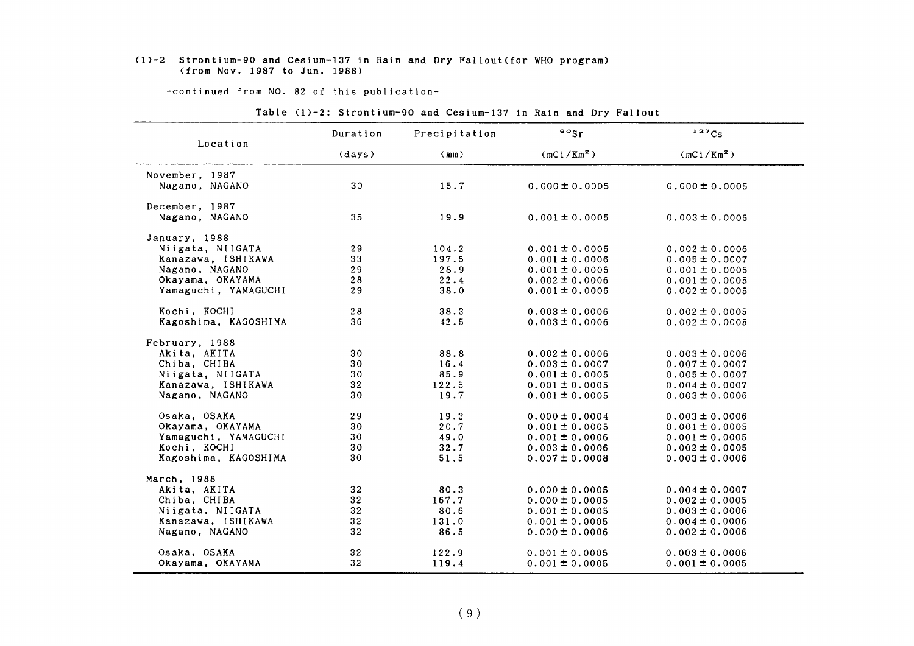(1)-2 Strontium-90 and Cesium-137 in Rain and Dry Fallout(for WHO program)
(from Nov. 1987 to Jun. 1988)

-continued from NO. 82 of this publication-

Table (1)-2: Strontium-90 and Cesium-137 in Rain and Dry Fallout

| Location | Duration (days) | Precipitation (mm) | $^{90}Sr$ ($mCi/Km^2$) | $^{137}Cs$ ($mCi/Km^2$) |
|---|---|---|---|---|
| November, 1987 | | | | |
| Nagano, NAGANO | 30 | 15.7 | 0.000 ± 0.0005 | 0.000 ± 0.0005 |
| December, 1987 | | | | |
| Nagano, NAGANO | 35 | 19.9 | 0.001 ± 0.0005 | 0.003 ± 0.0006 |
| January, 1988 | | | | |
| Niigata, NIIGATA | 29 | 104.2 | 0.001 ± 0.0005 | 0.002 ± 0.0006 |
| Kanazawa, ISHIKAWA | 33 | 197.5 | 0.001 ± 0.0006 | 0.005 ± 0.0007 |
| Nagano, NAGANO | 29 | 28.9 | 0.001 ± 0.0005 | 0.001 ± 0.0005 |
| Okayama, OKAYAMA | 28 | 22.4 | 0.002 ± 0.0006 | 0.001 ± 0.0005 |
| Yamaguchi, YAMAGUCHI | 29 | 38.0 | 0.001 ± 0.0006 | 0.002 ± 0.0005 |
| Kochi, KOCHI | 28 | 38.3 | 0.003 ± 0.0006 | 0.002 ± 0.0005 |
| Kagoshima, KAGOSHIMA | 36 | 42.5 | 0.003 ± 0.0006 | 0.002 ± 0.0005 |
| February, 1988 | | | | |
| Akita, AKITA | 30 | 88.8 | 0.002 ± 0.0006 | 0.003 ± 0.0006 |
| Chiba, CHIBA | 30 | 16.4 | 0.003 ± 0.0007 | 0.007 ± 0.0007 |
| Niigata, NIIGATA | 30 | 85.9 | 0.001 ± 0.0005 | 0.005 ± 0.0007 |
| Kanazawa, ISHIKAWA | 32 | 122.5 | 0.001 ± 0.0005 | 0.004 ± 0.0007 |
| Nagano, NAGANO | 30 | 19.7 | 0.001 ± 0.0005 | 0.003 ± 0.0006 |
| Osaka, OSAKA | 29 | 19.3 | 0.000 ± 0.0004 | 0.003 ± 0.0006 |
| Okayama, OKAYAMA | 30 | 20.7 | 0.001 ± 0.0005 | 0.001 ± 0.0005 |
| Yamaguchi, YAMAGUCHI | 30 | 49.0 | 0.001 ± 0.0006 | 0.001 ± 0.0005 |
| Kochi, KOCHI | 30 | 32.7 | 0.003 ± 0.0006 | 0.002 ± 0.0005 |
| Kagoshima, KAGOSHIMA | 30 | 51.5 | 0.007 ± 0.0008 | 0.003 ± 0.0006 |
| March, 1988 | | | | |
| Akita, AKITA | 32 | 80.3 | 0.000 ± 0.0005 | 0.004 ± 0.0007 |
| Chiba, CHIBA | 32 | 167.7 | 0.000 ± 0.0005 | 0.002 ± 0.0005 |
| Niigata, NIIGATA | 32 | 80.6 | 0.001 ± 0.0005 | 0.003 ± 0.0006 |
| Kanazawa, ISHIKAWA | 32 | 131.0 | 0.001 ± 0.0005 | 0.004 ± 0.0006 |
| Nagano, NAGANO | 32 | 86.5 | 0.000 ± 0.0006 | 0.002 ± 0.0006 |
| Osaka, OSAKA | 32 | 122.9 | 0.001 ± 0.0005 | 0.003 ± 0.0006 |
| Okayama, OKAYAMA | 32 | 119.4 | 0.001 ± 0.0005 | 0.001 ± 0.0005 |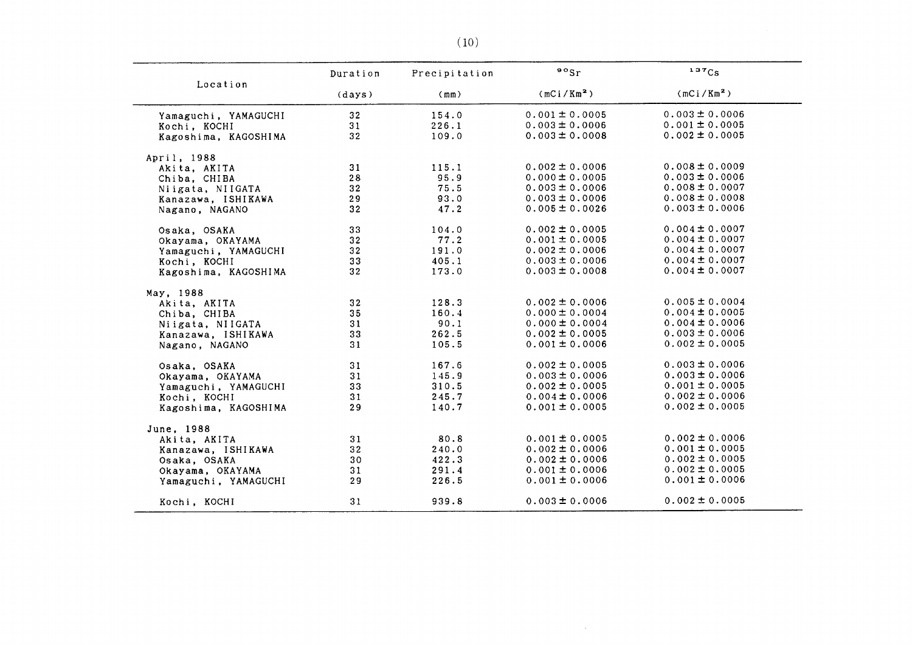| Location | Duration (days) | Precipitation (mm) | $^{90}Sr$ (mCi/Km²) | $^{137}Cs$ (mCi/Km²) |
|---|---|---|---|---|
| Yamaguchi, YAMAGUCHI | 32 | 154.0 | 0.001 ± 0.0005 | 0.003 ± 0.0006 |
| Kochi, KOCHI | 31 | 226.1 | 0.003 ± 0.0006 | 0.001 ± 0.0005 |
| Kagoshima, KAGOSHIMA | 32 | 109.0 | 0.003 ± 0.0008 | 0.002 ± 0.0005 |
| April, 1988 | | | | |
| Akita, AKITA | 31 | 115.1 | 0.002 ± 0.0006 | 0.008 ± 0.0009 |
| Chiba, CHIBA | 28 | 95.9 | 0.000 ± 0.0005 | 0.003 ± 0.0006 |
| Niigata, NIIGATA | 32 | 75.5 | 0.003 ± 0.0006 | 0.008 ± 0.0007 |
| Kanazawa, ISHIKAWA | 29 | 93.0 | 0.003 ± 0.0006 | 0.008 ± 0.0008 |
| Nagano, NAGANO | 32 | 47.2 | 0.005 ± 0.0026 | 0.003 ± 0.0006 |
| Osaka, OSAKA | 33 | 104.0 | 0.002 ± 0.0005 | 0.004 ± 0.0007 |
| Okayama, OKAYAMA | 32 | 77.2 | 0.001 ± 0.0005 | 0.004 ± 0.0007 |
| Yamaguchi, YAMAGUCHI | 32 | 191.0 | 0.002 ± 0.0006 | 0.004 ± 0.0007 |
| Kochi, KOCHI | 33 | 405.1 | 0.003 ± 0.0006 | 0.004 ± 0.0007 |
| Kagoshima, KAGOSHIMA | 32 | 173.0 | 0.003 ± 0.0008 | 0.004 ± 0.0007 |
| May, 1988 | | | | |
| Akita, AKITA | 32 | 128.3 | 0.002 ± 0.0006 | 0.005 ± 0.0004 |
| Chiba, CHIBA | 35 | 160.4 | 0.000 ± 0.0004 | 0.004 ± 0.0005 |
| Niigata, NIIGATA | 31 | 90.1 | 0.000 ± 0.0004 | 0.004 ± 0.0006 |
| Kanazawa, ISHIKAWA | 33 | 262.5 | 0.002 ± 0.0005 | 0.003 ± 0.0006 |
| Nagano, NAGANO | 31 | 105.5 | 0.001 ± 0.0006 | 0.002 ± 0.0005 |
| Osaka, OSAKA | 31 | 167.6 | 0.002 ± 0.0005 | 0.003 ± 0.0006 |
| Okayama, OKAYAMA | 31 | 145.9 | 0.003 ± 0.0006 | 0.003 ± 0.0006 |
| Yamaguchi, YAMAGUCHI | 33 | 310.5 | 0.002 ± 0.0005 | 0.001 ± 0.0005 |
| Kochi, KOCHI | 31 | 245.7 | 0.004 ± 0.0006 | 0.002 ± 0.0006 |
| Kagoshima, KAGOSHIMA | 29 | 140.7 | 0.001 ± 0.0005 | 0.002 ± 0.0005 |
| June, 1988 | | | | |
| Akita, AKITA | 31 | 80.8 | 0.001 ± 0.0005 | 0.002 ± 0.0006 |
| Kanazawa, ISHIKAWA | 32 | 240.0 | 0.002 ± 0.0006 | 0.001 ± 0.0005 |
| Osaka, OSAKA | 30 | 422.3 | 0.002 ± 0.0006 | 0.002 ± 0.0005 |
| Okayama, OKAYAMA | 31 | 291.4 | 0.001 ± 0.0006 | 0.002 ± 0.0005 |
| Yamaguchi, YAMAGUCHI | 29 | 226.5 | 0.001 ± 0.0006 | 0.001 ± 0.0006 |
| Kochi, KOCHI | 31 | 939.8 | 0.003 ± 0.0006 | 0.002 ± 0.0005 |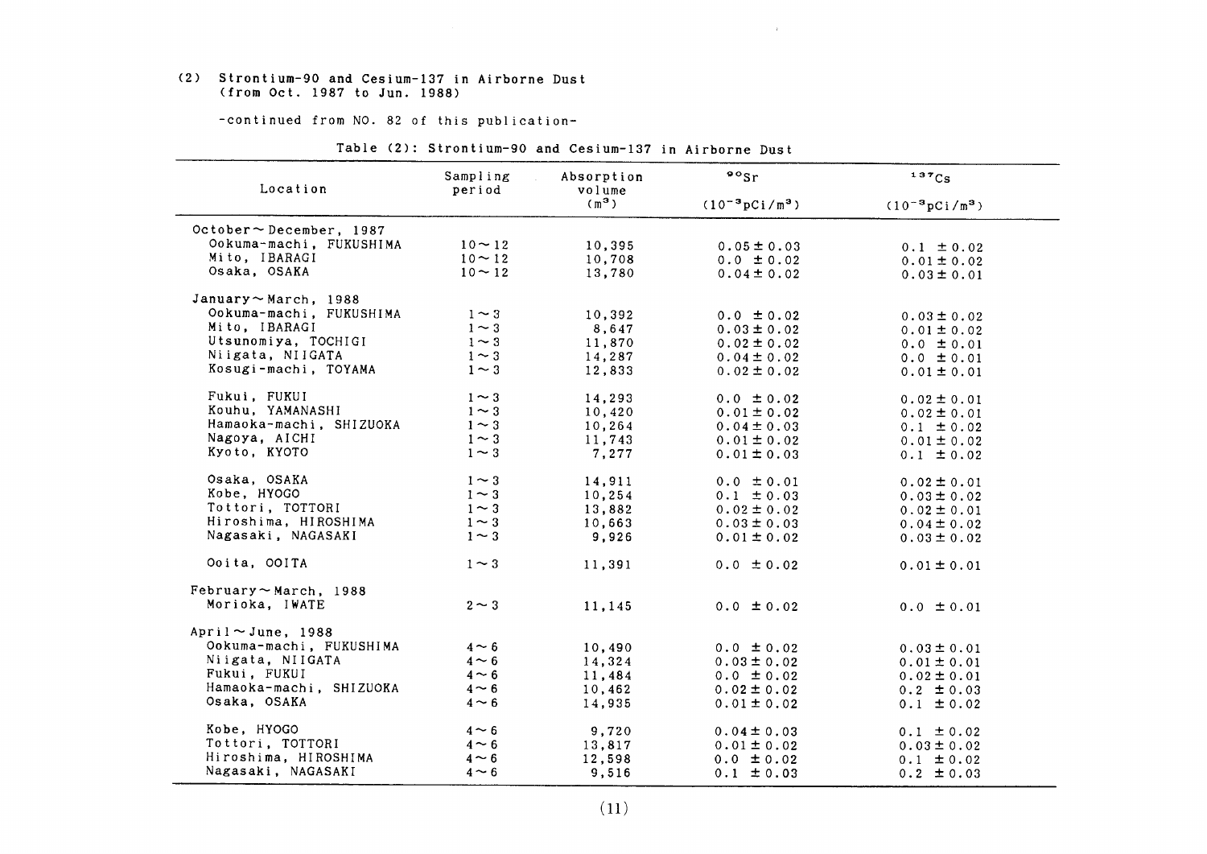(2) Strontium-90 and Cesium-137 in Airborne Dust (from Oct. 1987 to Jun. 1988)

-continued from NO. 82 of this publication-

Table (2): Strontium-90 and Cesium-137 in Airborne Dust

| Location | Sampling period | Absorption volume ($m^3$) | $^{90}Sr$ ($10^{-3}pCi/m^3$) | $^{137}Cs$ ($10^{-3}pCi/m^3$) |
|---|---|---|---|---|
| October～December, 1987 | | | | |
| Ookuma-machi, FUKUSHIMA | 10～12 | 10,395 | 0.05 ± 0.03 | 0.1 ± 0.02 |
| Mito, IBARAGI | 10～12 | 10,708 | 0.0 ± 0.02 | 0.01 ± 0.02 |
| Osaka, OSAKA | 10～12 | 13,780 | 0.04 ± 0.02 | 0.03 ± 0.01 |
| January～March, 1988 | | | | |
| Ookuma-machi, FUKUSHIMA | 1～3 | 10,392 | 0.0 ± 0.02 | 0.03 ± 0.02 |
| Mito, IBARAGI | 1～3 | 8,647 | 0.03 ± 0.02 | 0.01 ± 0.02 |
| Utsunomiya, TOCHIGI | 1～3 | 11,870 | 0.02 ± 0.02 | 0.0 ± 0.01 |
| Niigata, NIIGATA | 1～3 | 14,287 | 0.04 ± 0.02 | 0.0 ± 0.01 |
| Kosugi-machi, TOYAMA | 1～3 | 12,833 | 0.02 ± 0.02 | 0.01 ± 0.01 |
| Fukui, FUKUI | 1～3 | 14,293 | 0.0 ± 0.02 | 0.02 ± 0.01 |
| Kouhu, YAMANASHI | 1～3 | 10,420 | 0.01 ± 0.02 | 0.02 ± 0.01 |
| Hamaoka-machi, SHIZUOKA | 1～3 | 10,264 | 0.04 ± 0.03 | 0.1 ± 0.02 |
| Nagoya, AICHI | 1～3 | 11,743 | 0.01 ± 0.02 | 0.01 ± 0.02 |
| Kyoto, KYOTO | 1～3 | 7,277 | 0.01 ± 0.03 | 0.1 ± 0.02 |
| Osaka, OSAKA | 1～3 | 14,911 | 0.0 ± 0.01 | 0.02 ± 0.01 |
| Kobe, HYOGO | 1～3 | 10,254 | 0.1 ± 0.03 | 0.03 ± 0.02 |
| Tottori, TOTTORI | 1～3 | 13,882 | 0.02 ± 0.02 | 0.02 ± 0.01 |
| Hiroshima, HIROSHIMA | 1～3 | 10,663 | 0.03 ± 0.03 | 0.04 ± 0.02 |
| Nagasaki, NAGASAKI | 1～3 | 9,926 | 0.01 ± 0.02 | 0.03 ± 0.02 |
| Ooita, OOITA | 1～3 | 11,391 | 0.0 ± 0.02 | 0.01 ± 0.01 |
| February～March, 1988 | | | | |
| Morioka, IWATE | 2～3 | 11,145 | 0.0 ± 0.02 | 0.0 ± 0.01 |
| April～June, 1988 | | | | |
| Ookuma-machi, FUKUSHIMA | 4～6 | 10,490 | 0.0 ± 0.02 | 0.03 ± 0.01 |
| Niigata, NIIGATA | 4～6 | 14,324 | 0.03 ± 0.02 | 0.01 ± 0.01 |
| Fukui, FUKUI | 4～6 | 11,484 | 0.0 ± 0.02 | 0.02 ± 0.01 |
| Hamaoka-machi, SHIZUOKA | 4～6 | 10,462 | 0.02 ± 0.02 | 0.2 ± 0.03 |
| Osaka, OSAKA | 4～6 | 14,935 | 0.01 ± 0.02 | 0.1 ± 0.02 |
| Kobe, HYOGO | 4～6 | 9,720 | 0.04 ± 0.03 | 0.1 ± 0.02 |
| Tottori, TOTTORI | 4～6 | 13,817 | 0.01 ± 0.02 | 0.03 ± 0.02 |
| Hiroshima, HIROSHIMA | 4～6 | 12,598 | 0.0 ± 0.02 | 0.1 ± 0.02 |
| Nagasaki, NAGASAKI | 4～6 | 9,516 | 0.1 ± 0.03 | 0.2 ± 0.03 |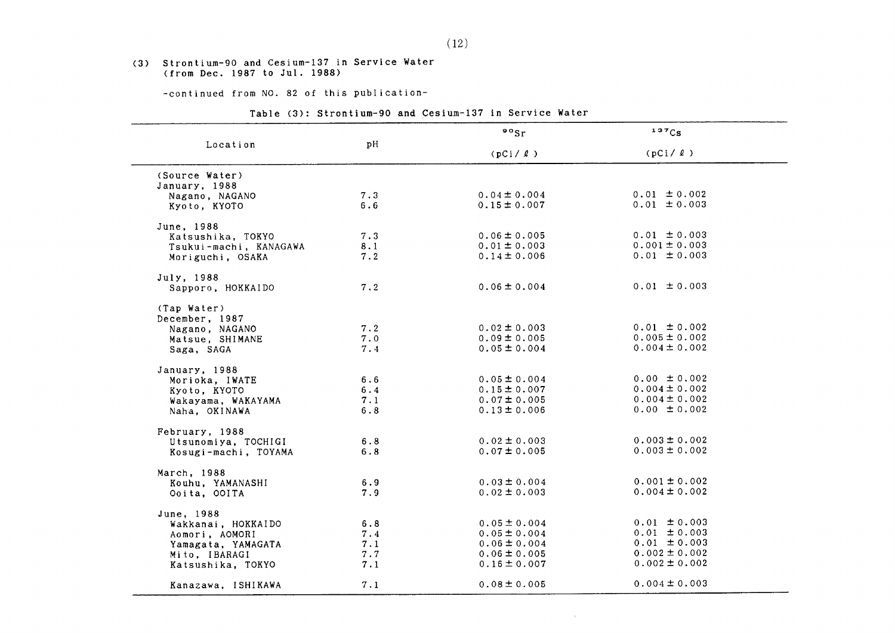(3) Strontium-90 and Cesium-137 in Service Water (from Dec. 1987 to Jul. 1988)

-continued from NO. 82 of this publication-

Table (3): Strontium-90 and Cesium-137 in Service Water

| Location | pH | $^{90}Sr$ (pCi/ℓ) | $^{137}Cs$ (pCi/ℓ) |
|---|---|---|---|
| (Source Water) | | | |
| January, 1988 | | | |
| Nagano, NAGANO | 7.3 | 0.04 ± 0.004 | 0.01 ± 0.002 |
| Kyoto, KYOTO | 6.6 | 0.15 ± 0.007 | 0.01 ± 0.003 |
| June, 1988 | | | |
| Katsushika, TOKYO | 7.3 | 0.06 ± 0.005 | 0.01 ± 0.003 |
| Tsukui-machi, KANAGAWA | 8.1 | 0.01 ± 0.003 | 0.001 ± 0.003 |
| Moriguchi, OSAKA | 7.2 | 0.14 ± 0.006 | 0.01 ± 0.003 |
| July, 1988 | | | |
| Sapporo, HOKKAIDO | 7.2 | 0.06 ± 0.004 | 0.01 ± 0.003 |
| (Tap Water) | | | |
| December, 1987 | | | |
| Nagano, NAGANO | 7.2 | 0.02 ± 0.003 | 0.01 ± 0.002 |
| Matsue, SHIMANE | 7.0 | 0.09 ± 0.005 | 0.005 ± 0.002 |
| Saga, SAGA | 7.4 | 0.05 ± 0.004 | 0.004 ± 0.002 |
| January, 1988 | | | |
| Morioka, IWATE | 6.6 | 0.05 ± 0.004 | 0.00 ± 0.002 |
| Kyoto, KYOTO | 6.4 | 0.15 ± 0.007 | 0.004 ± 0.002 |
| Wakayama, WAKAYAMA | 7.1 | 0.07 ± 0.005 | 0.004 ± 0.002 |
| Naha, OKINAWA | 6.8 | 0.13 ± 0.006 | 0.00 ± 0.002 |
| February, 1988 | | | |
| Utsunomiya, TOCHIGI | 6.8 | 0.02 ± 0.003 | 0.003 ± 0.002 |
| Kosugi-machi, TOYAMA | 6.8 | 0.07 ± 0.005 | 0.003 ± 0.002 |
| March, 1988 | | | |
| Kouhu, YAMANASHI | 6.9 | 0.03 ± 0.004 | 0.001 ± 0.002 |
| Ooita, OOITA | 7.9 | 0.02 ± 0.003 | 0.004 ± 0.002 |
| June, 1988 | | | |
| Wakkanai, HOKKAIDO | 6.8 | 0.05 ± 0.004 | 0.01 ± 0.003 |
| Aomori, AOMORI | 7.4 | 0.05 ± 0.004 | 0.01 ± 0.003 |
| Yamagata, YAMAGATA | 7.1 | 0.06 ± 0.004 | 0.01 ± 0.003 |
| Mito, IBARAGI | 7.7 | 0.06 ± 0.005 | 0.002 ± 0.002 |
| Katsushika, TOKYO | 7.1 | 0.16 ± 0.007 | 0.002 ± 0.002 |
| Kanazawa, ISHIKAWA | 7.1 | 0.08 ± 0.005 | 0.004 ± 0.003 |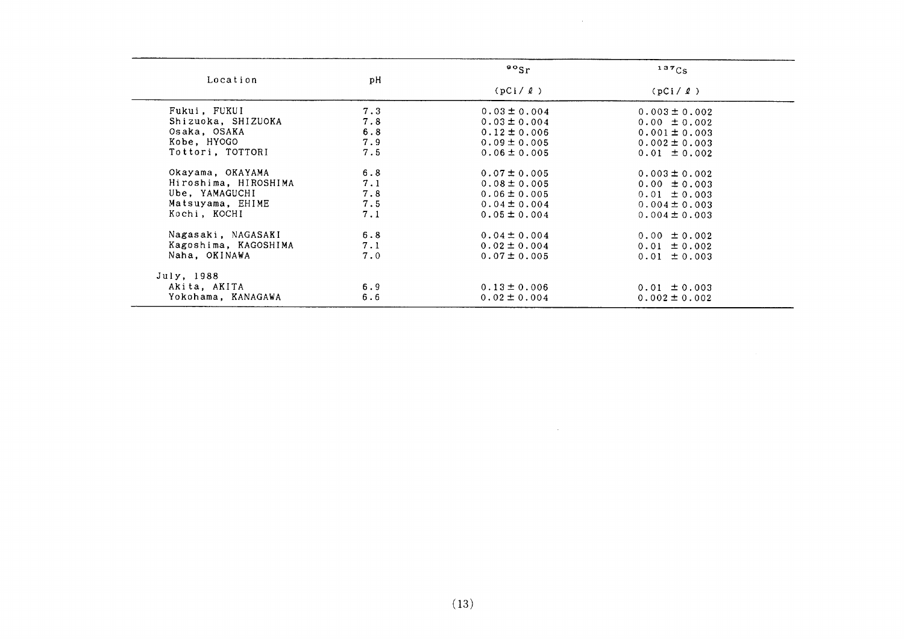| Location | pH | $^{90}Sr$ (pCi/ℓ) | $^{137}Cs$ (pCi/ℓ) |
|---|---|---|---|
| Fukui, FUKUI | 7.3 | 0.03 ± 0.004 | 0.003 ± 0.002 |
| Shizuoka, SHIZUOKA | 7.8 | 0.03 ± 0.004 | 0.00 ± 0.002 |
| Osaka, OSAKA | 6.8 | 0.12 ± 0.006 | 0.001 ± 0.003 |
| Kobe, HYOGO | 7.9 | 0.09 ± 0.005 | 0.002 ± 0.003 |
| Tottori, TOTTORI | 7.5 | 0.06 ± 0.005 | 0.01 ± 0.002 |
| Okayama, OKAYAMA | 6.8 | 0.07 ± 0.005 | 0.003 ± 0.002 |
| Hiroshima, HIROSHIMA | 7.1 | 0.08 ± 0.005 | 0.00 ± 0.003 |
| Ube, YAMAGUCHI | 7.8 | 0.06 ± 0.005 | 0.01 ± 0.003 |
| Matsuyama, EHIME | 7.5 | 0.04 ± 0.004 | 0.004 ± 0.003 |
| Kochi, KOCHI | 7.1 | 0.05 ± 0.004 | 0.004 ± 0.003 |
| Nagasaki, NAGASAKI | 6.8 | 0.04 ± 0.004 | 0.00 ± 0.002 |
| Kagoshima, KAGOSHIMA | 7.1 | 0.02 ± 0.004 | 0.01 ± 0.002 |
| Naha, OKINAWA | 7.0 | 0.07 ± 0.005 | 0.01 ± 0.003 |
| July, 1988 | | | |
| Akita, AKITA | 6.9 | 0.13 ± 0.006 | 0.01 ± 0.003 |
| Yokohama, KANAGAWA | 6.6 | 0.02 ± 0.004 | 0.002 ± 0.002 |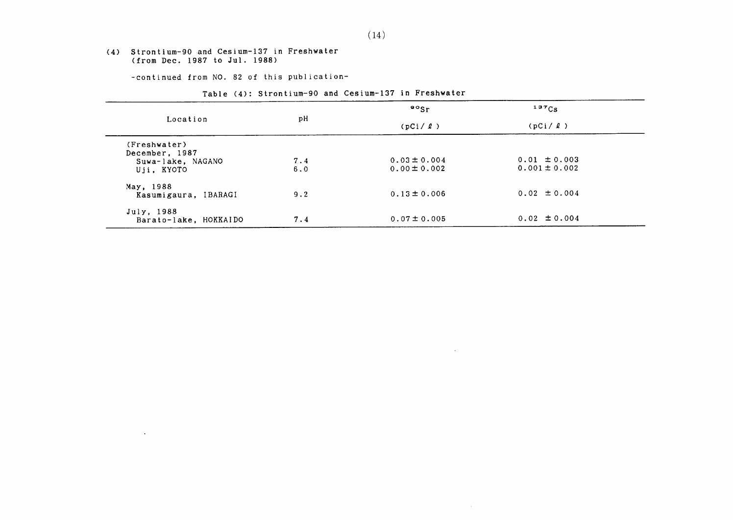### (4) Strontium-90 and Cesium-137 in Freshwater (from Dec. 1987 to Jul. 1988)

-continued from NO. 82 of this publication-

Table (4): Strontium-90 and Cesium-137 in Freshwater

| Location | pH | $^{90}Sr$ (pCi/ℓ) | $^{137}Cs$ (pCi/ℓ) |
|---|---|---|---|
| (Freshwater) | | | |
| December, 1987 | | | |
| Suwa-lake, NAGANO | 7.4 | 0.03 ± 0.004 | 0.01 ± 0.003 |
| Uji, KYOTO | 6.0 | 0.00 ± 0.002 | 0.001 ± 0.002 |
| May, 1988 | | | |
| Kasumigaura, IBARAGI | 9.2 | 0.13 ± 0.006 | 0.02 ± 0.004 |
| July, 1988 | | | |
| Barato-lake, HOKKAIDO | 7.4 | 0.07 ± 0.005 | 0.02 ± 0.004 |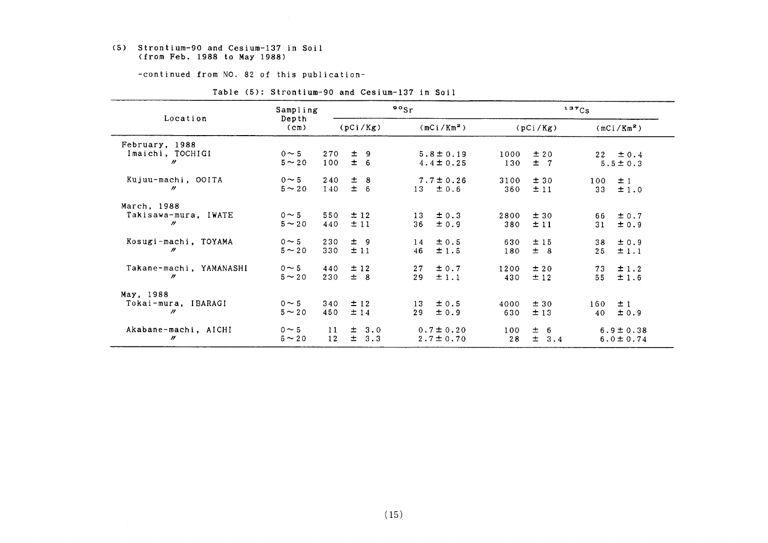(5) Strontium-90 and Cesium-137 in Soil
(from Feb. 1988 to May 1988)

-continued from NO. 82 of this publication-

Table (5): Strontium-90 and Cesium-137 in Soil

| Location | Sampling Depth (cm) | $^{90}Sr$ | | $^{137}Cs$ | |
|---|---|---|---|---|---|
| | | (pCi/Kg) | (mCi/Km²) | (pCi/Kg) | (mCi/Km²) |
| February, 1988 | | | | | |
| Imaichi, TOCHIGI | 0～5 | 270 ± 9 | 5.8 ± 0.19 | 1000 ± 20 | 22 ± 0.4 |
| 〃 | 5～20 | 100 ± 6 | 4.4 ± 0.25 | 130 ± 7 | 5.5 ± 0.3 |
| Kujuu-machi, OOITA | 0～5 | 240 ± 8 | 7.7 ± 0.26 | 3100 ± 30 | 100 ± 1 |
| 〃 | 5～20 | 140 ± 6 | 13 ± 0.6 | 360 ± 11 | 33 ± 1.0 |
| March, 1988 | | | | | |
| Takisawa-mura, IWATE | 0～5 | 550 ± 12 | 13 ± 0.3 | 2800 ± 30 | 66 ± 0.7 |
| 〃 | 5～20 | 440 ± 11 | 36 ± 0.9 | 380 ± 11 | 31 ± 0.9 |
| Kosugi-machi, TOYAMA | 0～5 | 230 ± 9 | 14 ± 0.5 | 630 ± 15 | 38 ± 0.9 |
| 〃 | 5～20 | 330 ± 11 | 46 ± 1.5 | 180 ± 8 | 25 ± 1.1 |
| Takane-machi, YAMANASHI | 0～5 | 440 ± 12 | 27 ± 0.7 | 1200 ± 20 | 73 ± 1.2 |
| 〃 | 5～20 | 230 ± 8 | 29 ± 1.1 | 430 ± 12 | 55 ± 1.6 |
| May, 1988 | | | | | |
| Tokai-mura, IBARAGI | 0～5 | 340 ± 12 | 13 ± 0.5 | 4000 ± 30 | 160 ± 1 |
| 〃 | 5～20 | 450 ± 14 | 29 ± 0.9 | 630 ± 13 | 40 ± 0.9 |
| Akabane-machi, AICHI | 0～5 | 11 ± 3.0 | 0.7 ± 0.20 | 100 ± 6 | 6.9 ± 0.38 |
| 〃 | 5～20 | 12 ± 3.3 | 2.7 ± 0.70 | 28 ± 3.4 | 6.0 ± 0.74 |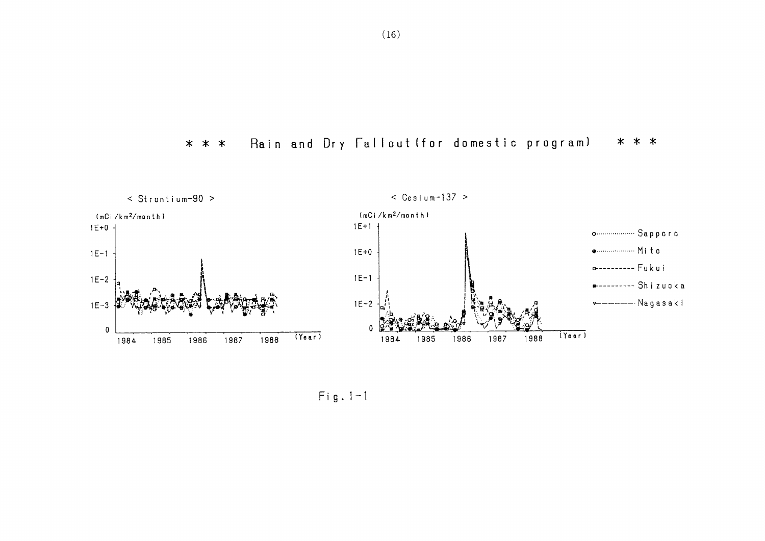# * * * Rain and Dry Fallout (for domestic program) * * *

< Strontium-90 >

(mCi/km²/month)

< Cesium-137 >

(mCi/km²/month)

Sapporo, Mito, Fukui, Shizuoka, Nagasaki

Fig. 1-1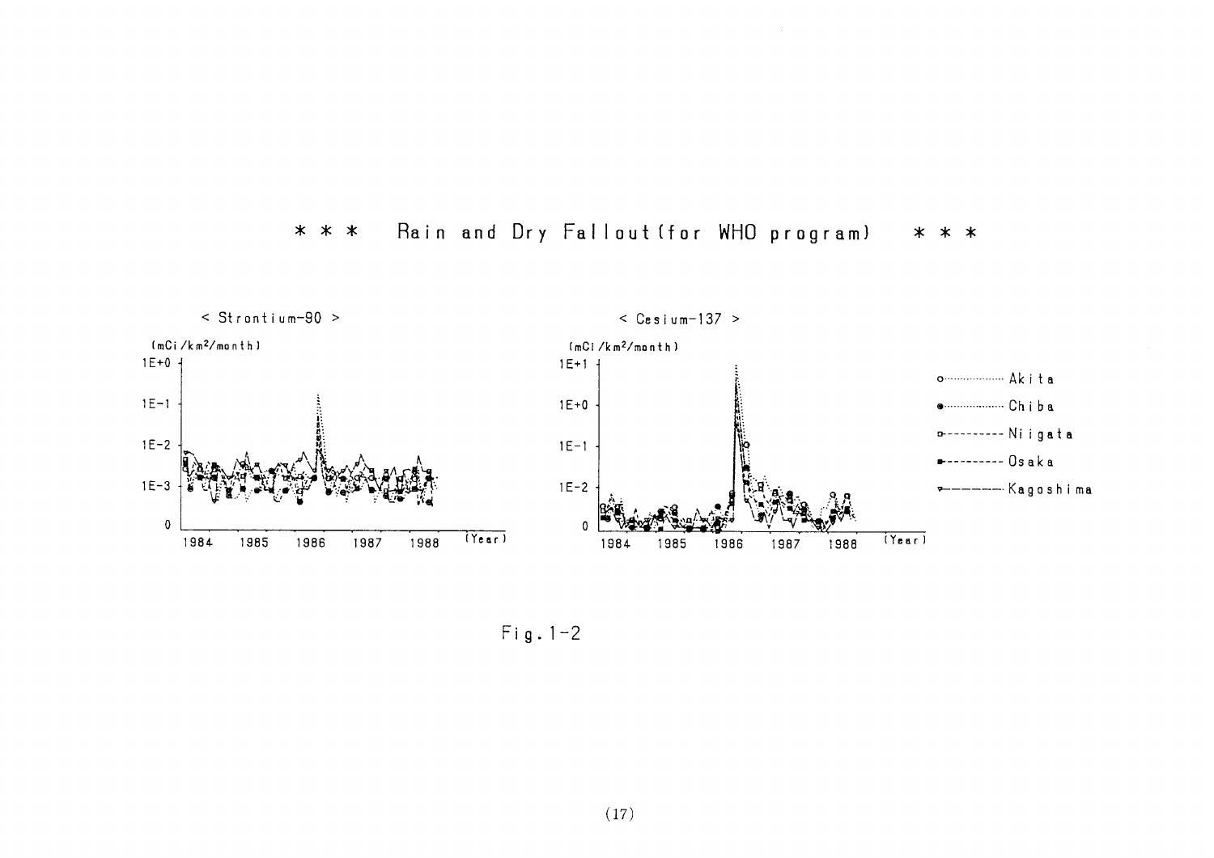# *** Rain and Dry Fallout (for WHO program) ***

Fig. 1-2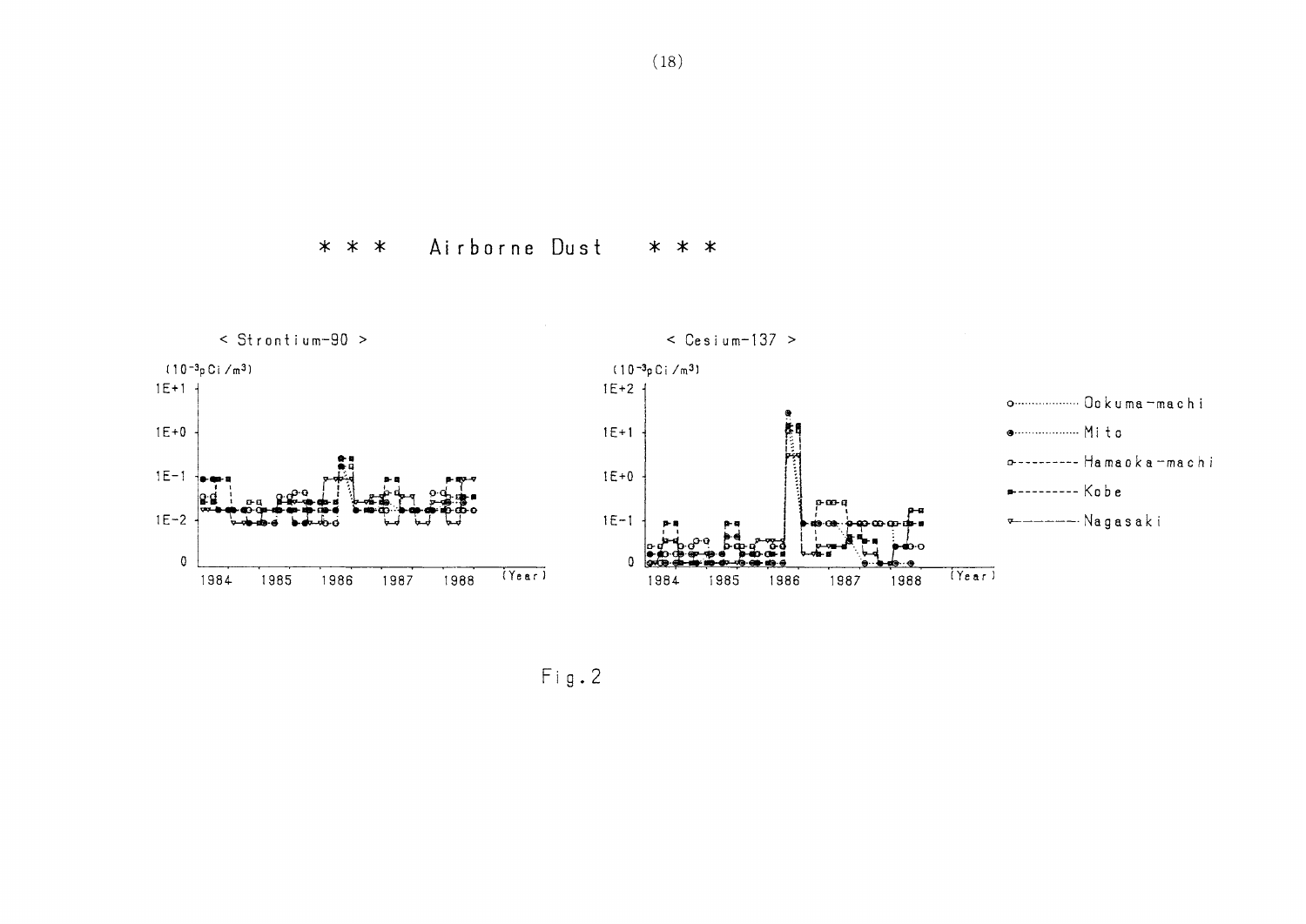# * * * Airborne Dust * * *

< Strontium-90 >

$(10^{-3}pCi/m^3)$

< Cesium-137 >

$(10^{-3}pCi/m^3)$

Ookuma-machi

Mito

Hamaoka-machi

Kobe

Nagasaki

Fig.2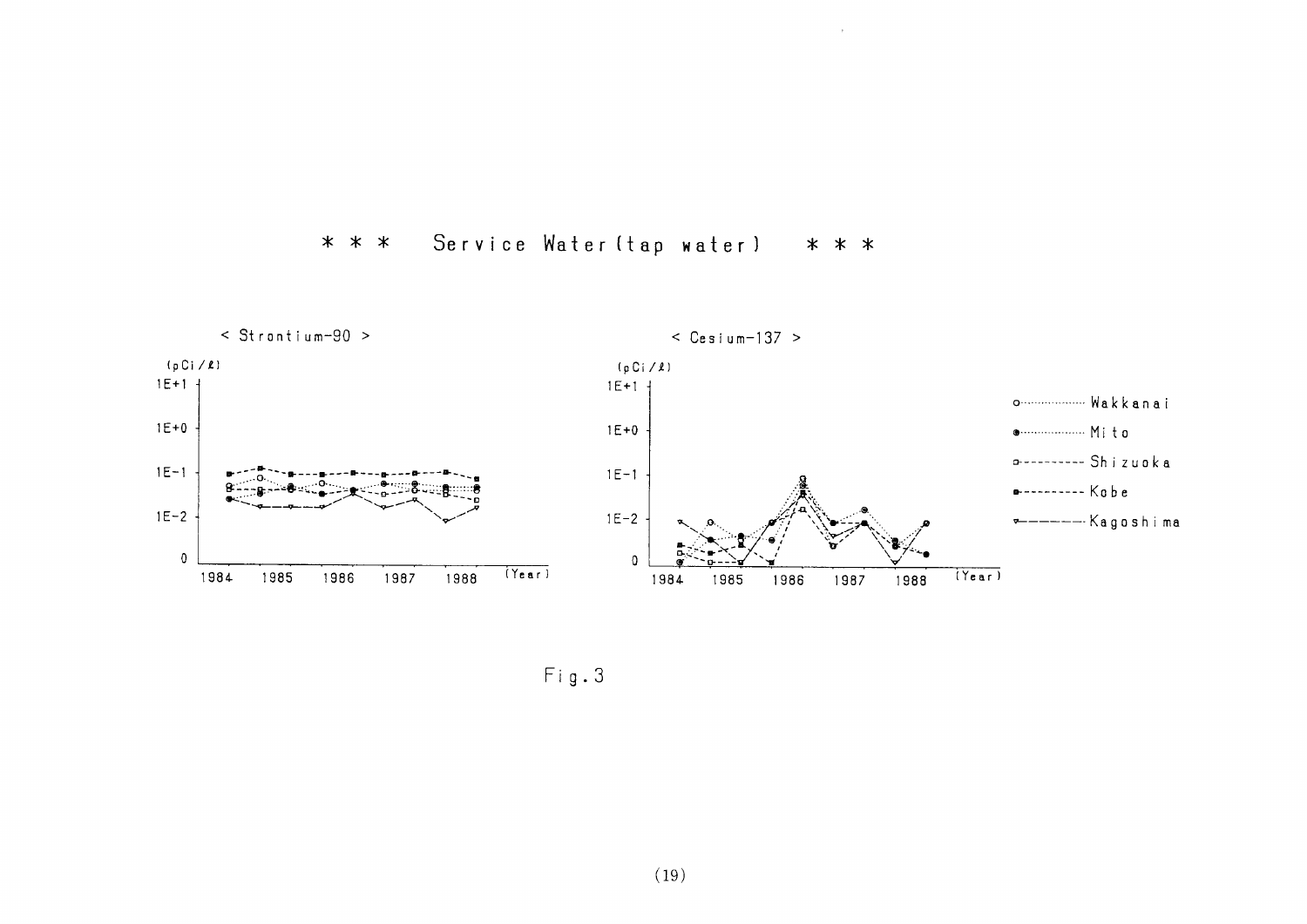\* \* \* Service Water (tap water) \* \* \*

< Strontium-90 >

(pCi/ℓ)

1E+1

1E+0

1E−1

1E−2

0

1984 1985 1986 1987 1988 (Year)

< Cesium-137 >

(pCi/ℓ)

1E+1

1E+0

1E−1

1E−2

0

1984 1985 1986 1987 1988 (Year)

- Wakkanai
- Mito
- Shizuoka
- Kobe
- Kagoshima

Fig.3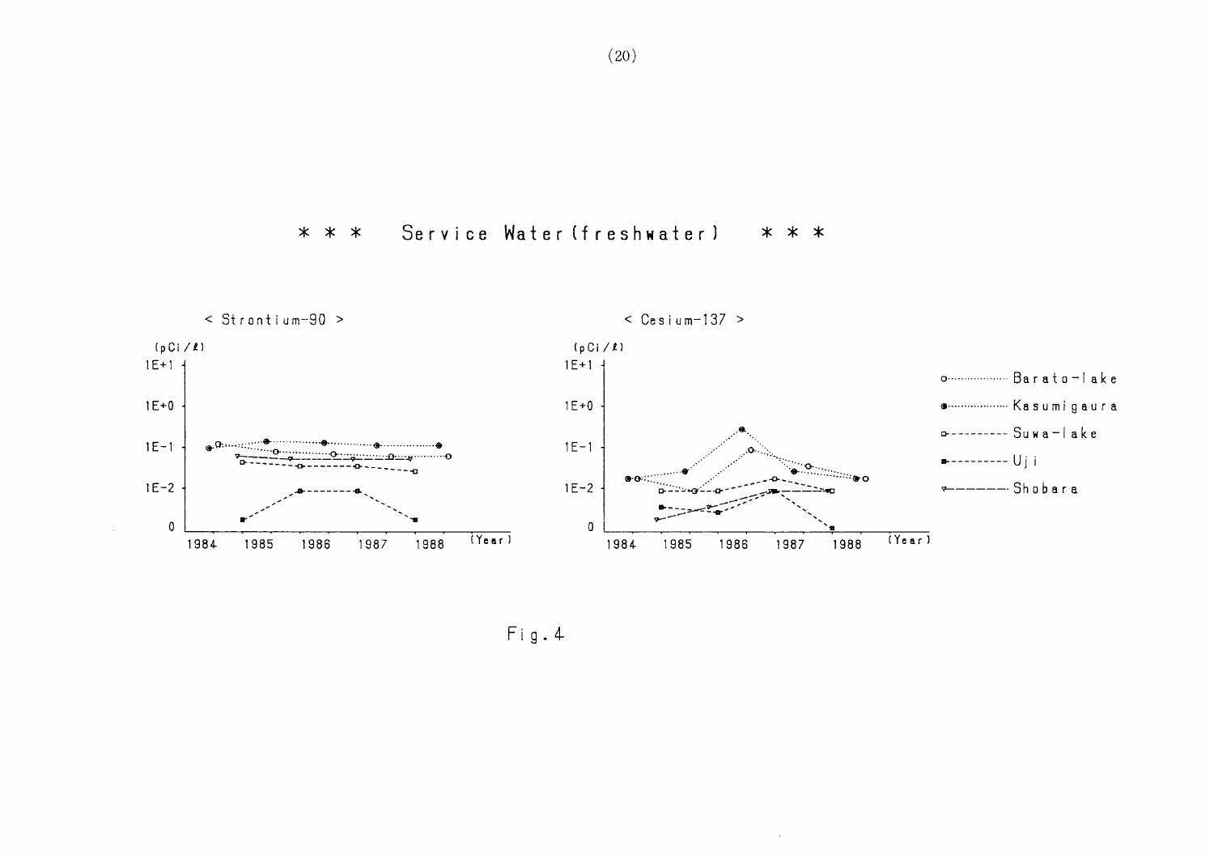\* \* \* Service Water (freshwater) \* \* \*

< Strontium-90 >

< Cesium-137 >

Fig. 4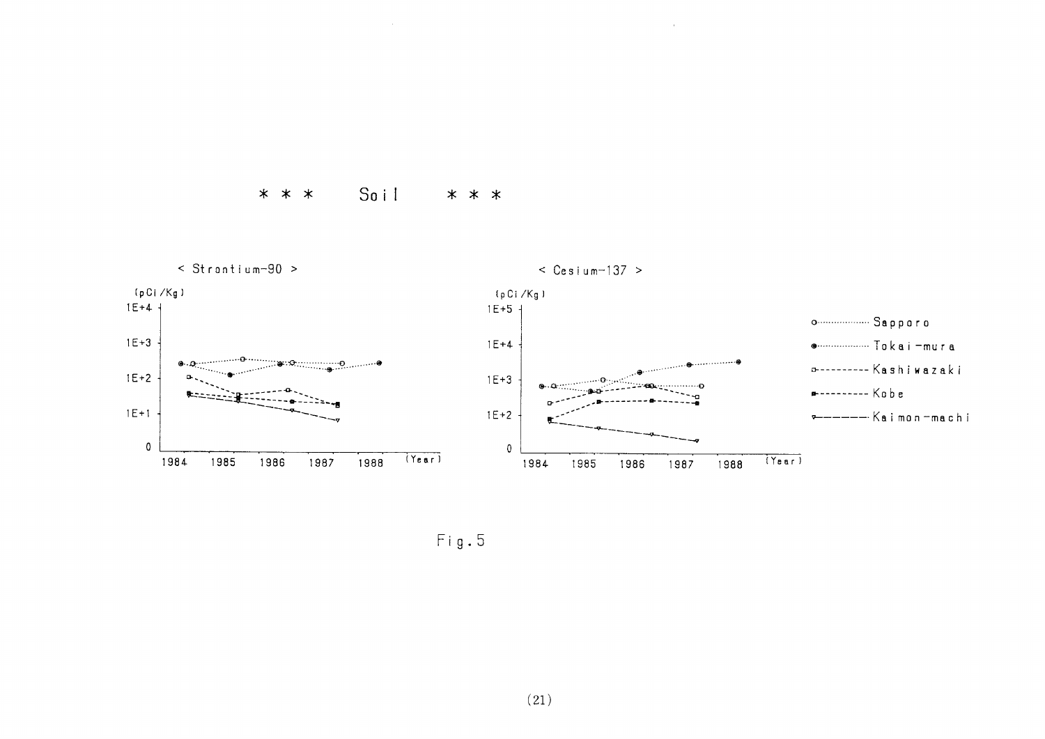# * * * Soil * * *

< Strontium-90 >

(pCi/Kg)

< Cesium-137 >

(pCi/Kg)

Sapporo

Tokai-mura

Kashiwazaki

Kobe

Kaimon-machi

Fig.5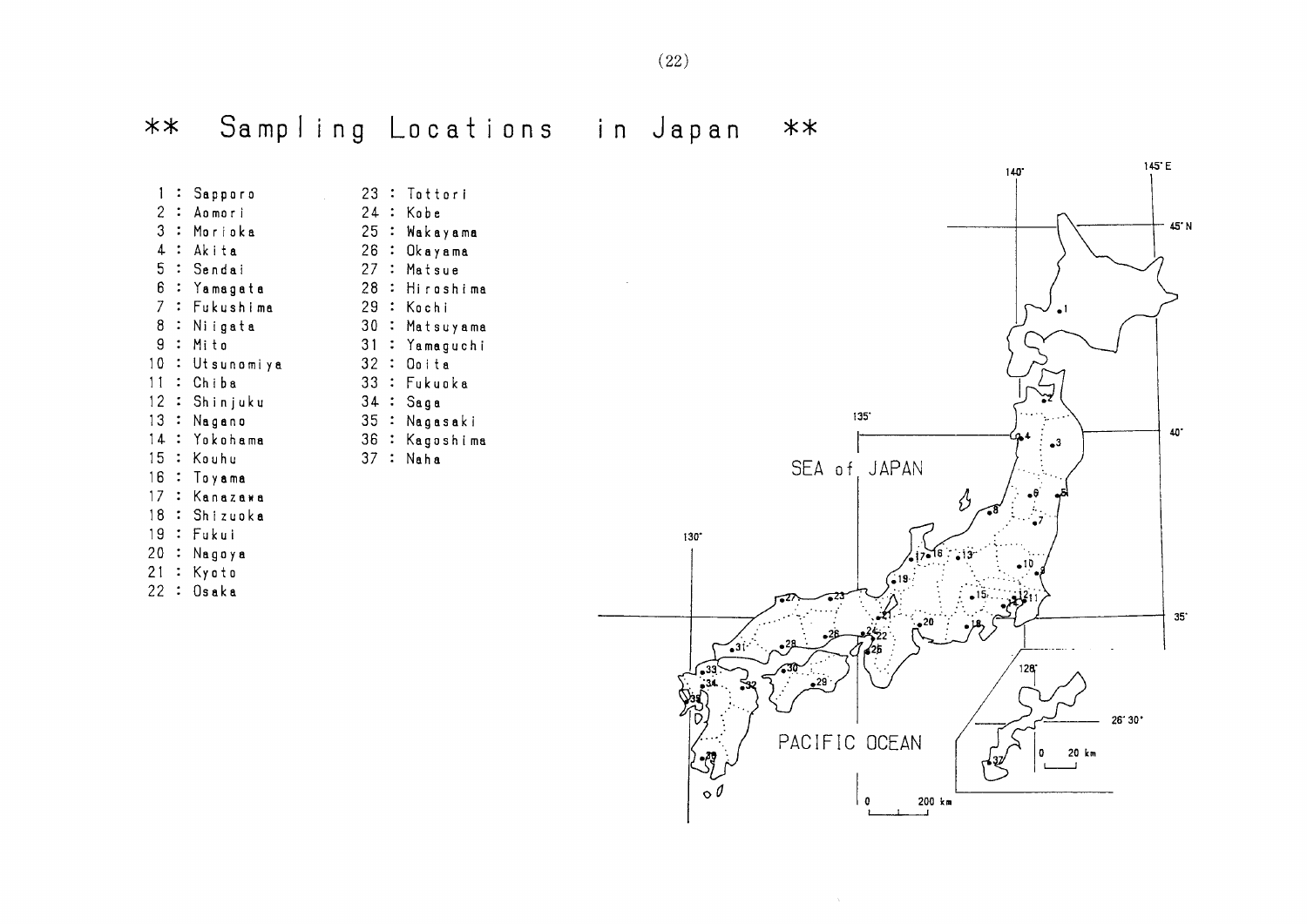# ** Sampling Locations in Japan **

1 : Sapporo
2 : Aomori
3 : Morioka
4 : Akita
5 : Sendai
6 : Yamagata
7 : Fukushima
8 : Niigata
9 : Mito
10 : Utsunomiya
11 : Chiba
12 : Shinjuku
13 : Nagano
14 : Yokohama
15 : Kouhu
16 : Toyama
17 : Kanazawa
18 : Shizuoka
19 : Fukui
20 : Nagoya
21 : Kyoto
22 : Osaka
23 : Tottori
24 : Kobe
25 : Wakayama
26 : Okayama
27 : Matsue
28 : Hiroshima
29 : Kochi
30 : Matsuyama
31 : Yamaguchi
32 : Ooita
33 : Fukuoka
34 : Saga
35 : Nagasaki
36 : Kagoshima
37 : Naha

140°
145° E
45° N
135°
40°
SEA of JAPAN
130°
35°
128°
26° 30'
0 20 km
PACIFIC OCEAN
0 200 km